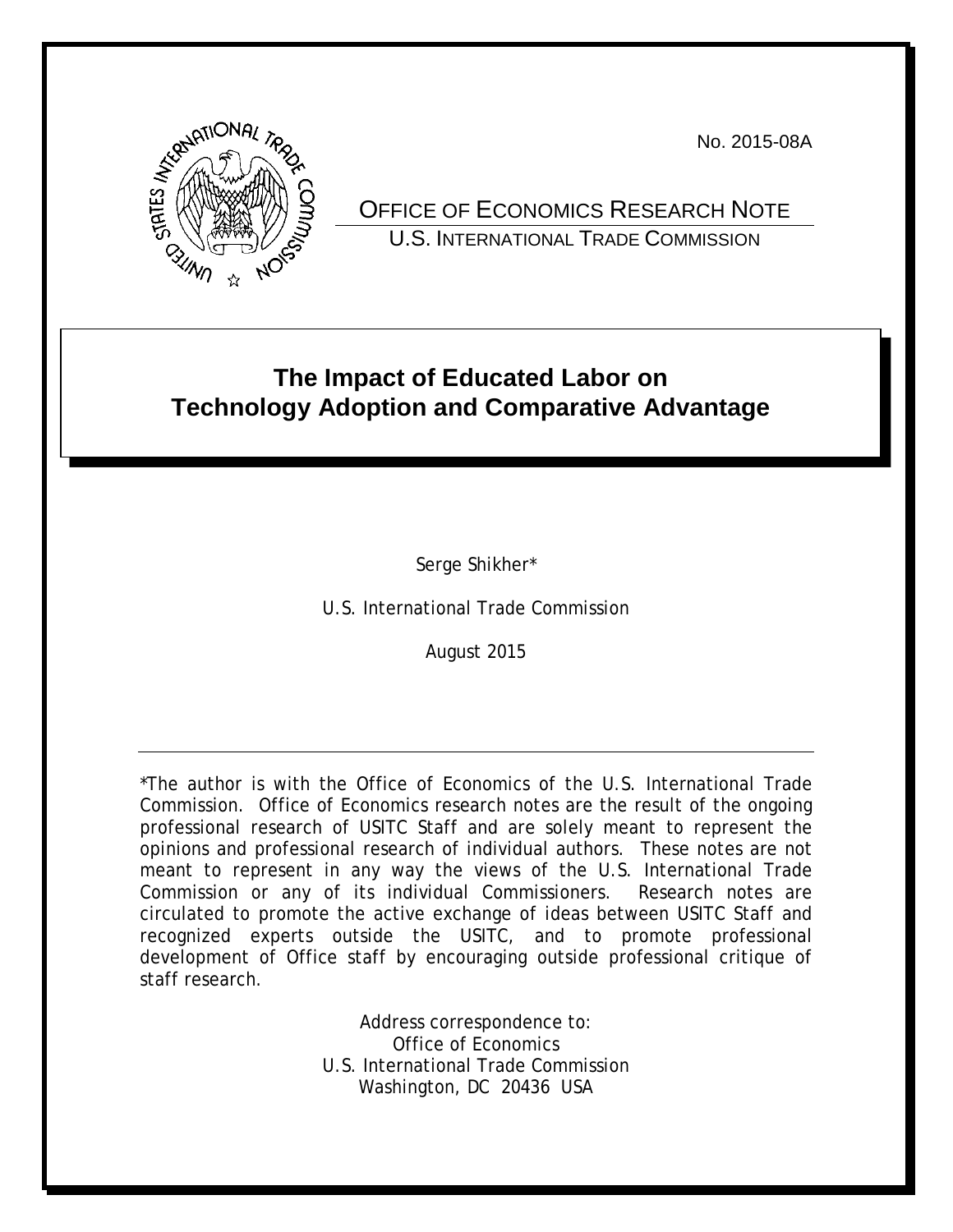No. 2015-08A

OFFICE OF ECONOMICS RESEARCH NOTE

U.S. INTERNATIONAL TRADE COMMISSION

# The Impact of Educated Labor on Technology Adoption and Comparative Advantage

Serge Shikher*

U.S. International Trade Commission

August 2015

---

*The author is with the Office of Economics of the U.S. International Trade Commission. Office of Economics research notes are the result of the ongoing professional research of USITC Staff and are solely meant to represent the opinions and professional research of individual authors. These notes are not meant to represent in any way the views of the U.S. International Trade Commission or any of its individual Commissioners. Research notes are circulated to promote the active exchange of ideas between USITC Staff and recognized experts outside the USITC, and to promote professional development of Office staff by encouraging outside professional critique of staff research.

Address correspondence to:
Office of Economics
U.S. International Trade Commission
Washington, DC 20436 USA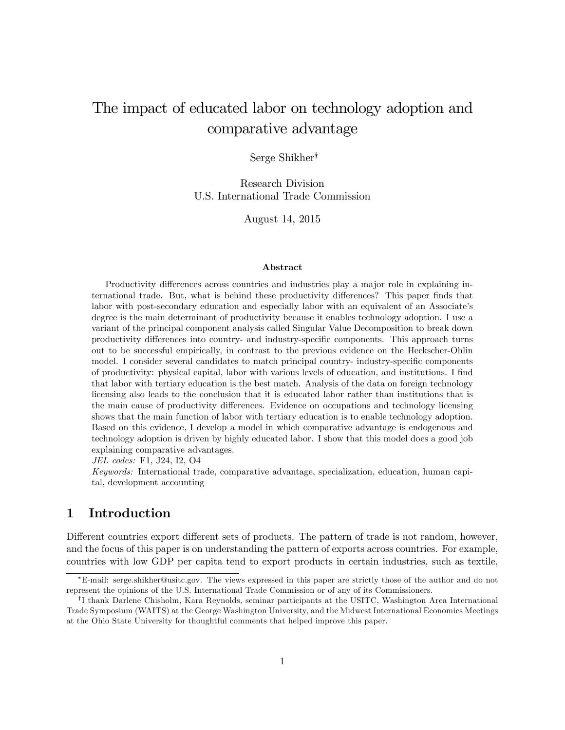# The impact of educated labor on technology adoption and comparative advantage

Serge Shikher[*,†]

Research Division
U.S. International Trade Commission

August 14, 2015

### Abstract

Productivity differences across countries and industries play a major role in explaining international trade. But, what is behind these productivity differences? This paper finds that labor with post-secondary education and especially labor with an equivalent of an Associate's degree is the main determinant of productivity because it enables technology adoption. I use a variant of the principal component analysis called Singular Value Decomposition to break down productivity differences into country- and industry-specific components. This approach turns out to be successful empirically, in contrast to the previous evidence on the Heckscher-Ohlin model. I consider several candidates to match principal country- industry-specific components of productivity: physical capital, labor with various levels of education, and institutions. I find that labor with tertiary education is the best match. Analysis of the data on foreign technology licensing also leads to the conclusion that it is educated labor rather than institutions that is the main cause of productivity differences. Evidence on occupations and technology licensing shows that the main function of labor with tertiary education is to enable technology adoption. Based on this evidence, I develop a model in which comparative advantage is endogenous and technology adoption is driven by highly educated labor. I show that this model does a good job explaining comparative advantages.

*JEL codes:* F1, J24, I2, O4

*Keywords:* International trade, comparative advantage, specialization, education, human capital, development accounting

## 1 Introduction

Different countries export different sets of products. The pattern of trade is not random, however, and the focus of this paper is on understanding the pattern of exports across countries. For example, countries with low GDP per capita tend to export products in certain industries, such as textile,

[*] E-mail: serge.shikher@usitc.gov. The views expressed in this paper are strictly those of the author and do not represent the opinions of the U.S. International Trade Commission or of any of its Commissioners.

[†] I thank Darlene Chisholm, Kara Reynolds, seminar participants at the USITC, Washington Area International Trade Symposium (WAITS) at the George Washington University, and the Midwest International Economics Meetings at the Ohio State University for thoughtful comments that helped improve this paper.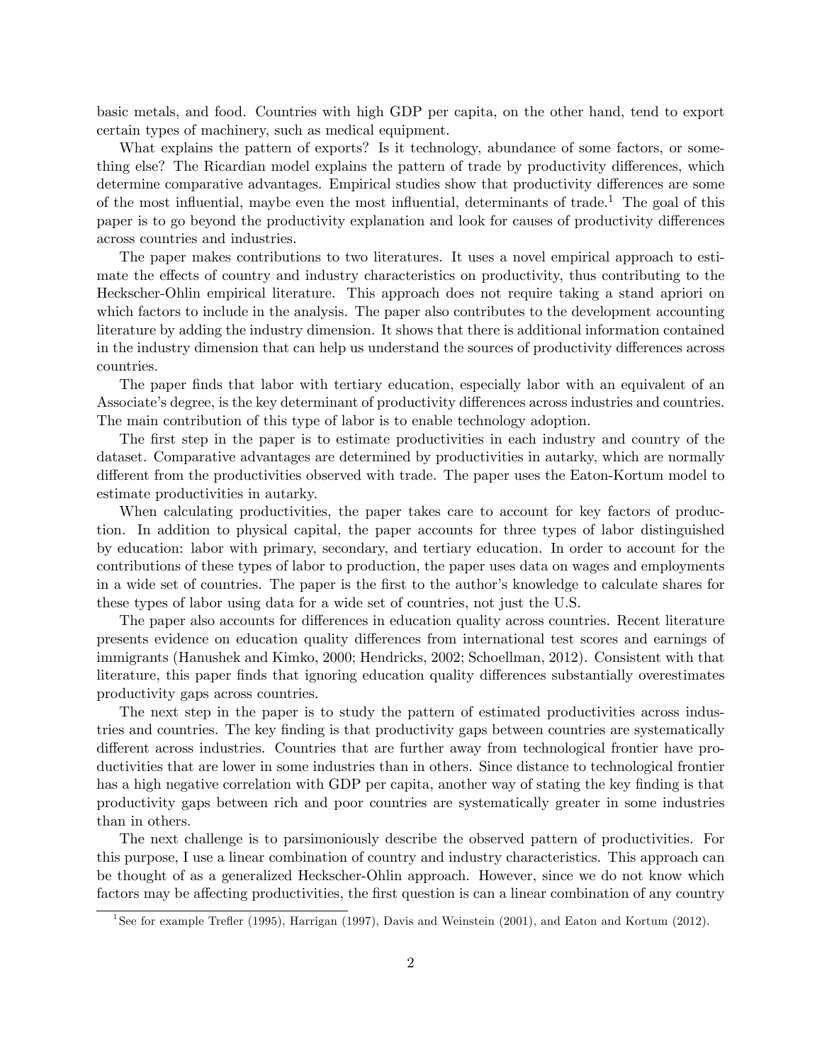basic metals, and food. Countries with high GDP per capita, on the other hand, tend to export certain types of machinery, such as medical equipment.

What explains the pattern of exports? Is it technology, abundance of some factors, or something else? The Ricardian model explains the pattern of trade by productivity differences, which determine comparative advantages. Empirical studies show that productivity differences are some of the most influential, maybe even the most influential, determinants of trade.[1] The goal of this paper is to go beyond the productivity explanation and look for causes of productivity differences across countries and industries.

The paper makes contributions to two literatures. It uses a novel empirical approach to estimate the effects of country and industry characteristics on productivity, thus contributing to the Heckscher-Ohlin empirical literature. This approach does not require taking a stand apriori on which factors to include in the analysis. The paper also contributes to the development accounting literature by adding the industry dimension. It shows that there is additional information contained in the industry dimension that can help us understand the sources of productivity differences across countries.

The paper finds that labor with tertiary education, especially labor with an equivalent of an Associate's degree, is the key determinant of productivity differences across industries and countries. The main contribution of this type of labor is to enable technology adoption.

The first step in the paper is to estimate productivities in each industry and country of the dataset. Comparative advantages are determined by productivities in autarky, which are normally different from the productivities observed with trade. The paper uses the Eaton-Kortum model to estimate productivities in autarky.

When calculating productivities, the paper takes care to account for key factors of production. In addition to physical capital, the paper accounts for three types of labor distinguished by education: labor with primary, secondary, and tertiary education. In order to account for the contributions of these types of labor to production, the paper uses data on wages and employments in a wide set of countries. The paper is the first to the author's knowledge to calculate shares for these types of labor using data for a wide set of countries, not just the U.S.

The paper also accounts for differences in education quality across countries. Recent literature presents evidence on education quality differences from international test scores and earnings of immigrants (Hanushek and Kimko, 2000; Hendricks, 2002; Schoellman, 2012). Consistent with that literature, this paper finds that ignoring education quality differences substantially overestimates productivity gaps across countries.

The next step in the paper is to study the pattern of estimated productivities across industries and countries. The key finding is that productivity gaps between countries are systematically different across industries. Countries that are further away from technological frontier have productivities that are lower in some industries than in others. Since distance to technological frontier has a high negative correlation with GDP per capita, another way of stating the key finding is that productivity gaps between rich and poor countries are systematically greater in some industries than in others.

The next challenge is to parsimoniously describe the observed pattern of productivities. For this purpose, I use a linear combination of country and industry characteristics. This approach can be thought of as a generalized Heckscher-Ohlin approach. However, since we do not know which factors may be affecting productivities, the first question is can a linear combination of any country

[1] See for example Trefler (1995), Harrigan (1997), Davis and Weinstein (2001), and Eaton and Kortum (2012).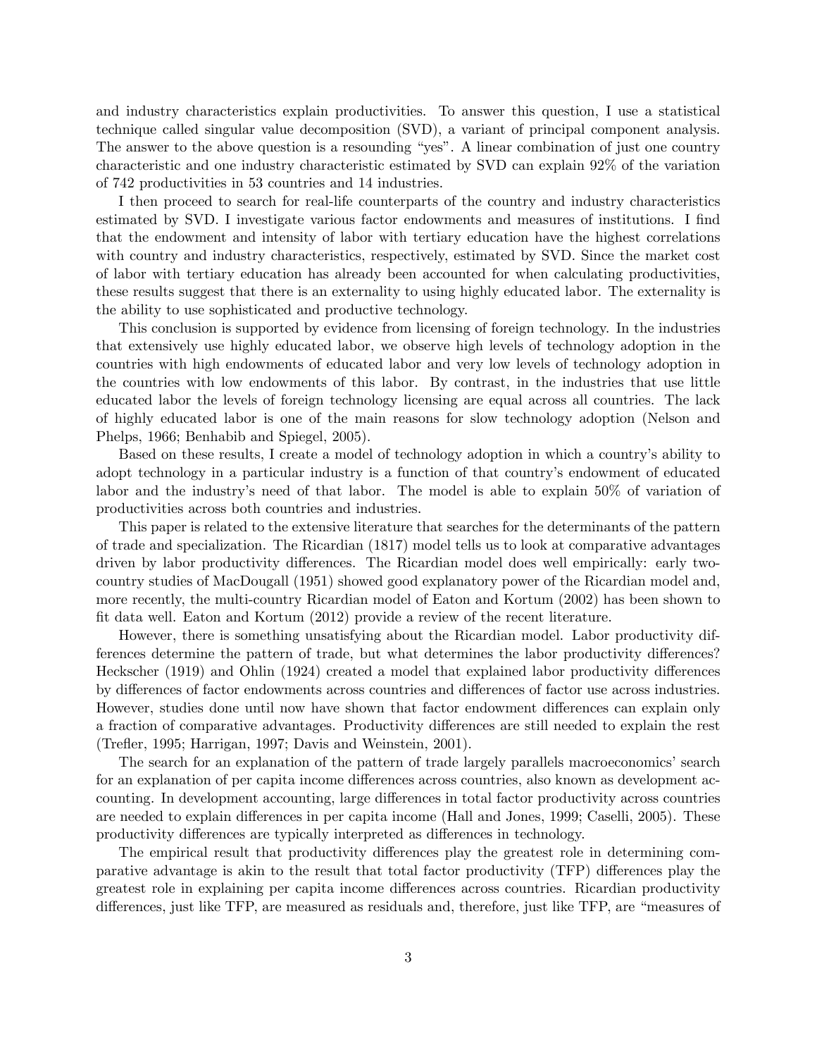and industry characteristics explain productivities. To answer this question, I use a statistical technique called singular value decomposition (SVD), a variant of principal component analysis. The answer to the above question is a resounding "yes". A linear combination of just one country characteristic and one industry characteristic estimated by SVD can explain 92% of the variation of 742 productivities in 53 countries and 14 industries.

I then proceed to search for real-life counterparts of the country and industry characteristics estimated by SVD. I investigate various factor endowments and measures of institutions. I find that the endowment and intensity of labor with tertiary education have the highest correlations with country and industry characteristics, respectively, estimated by SVD. Since the market cost of labor with tertiary education has already been accounted for when calculating productivities, these results suggest that there is an externality to using highly educated labor. The externality is the ability to use sophisticated and productive technology.

This conclusion is supported by evidence from licensing of foreign technology. In the industries that extensively use highly educated labor, we observe high levels of technology adoption in the countries with high endowments of educated labor and very low levels of technology adoption in the countries with low endowments of this labor. By contrast, in the industries that use little educated labor the levels of foreign technology licensing are equal across all countries. The lack of highly educated labor is one of the main reasons for slow technology adoption (Nelson and Phelps, 1966; Benhabib and Spiegel, 2005).

Based on these results, I create a model of technology adoption in which a country's ability to adopt technology in a particular industry is a function of that country's endowment of educated labor and the industry's need of that labor. The model is able to explain 50% of variation of productivities across both countries and industries.

This paper is related to the extensive literature that searches for the determinants of the pattern of trade and specialization. The Ricardian (1817) model tells us to look at comparative advantages driven by labor productivity differences. The Ricardian model does well empirically: early two-country studies of MacDougall (1951) showed good explanatory power of the Ricardian model and, more recently, the multi-country Ricardian model of Eaton and Kortum (2002) has been shown to fit data well. Eaton and Kortum (2012) provide a review of the recent literature.

However, there is something unsatisfying about the Ricardian model. Labor productivity differences determine the pattern of trade, but what determines the labor productivity differences? Heckscher (1919) and Ohlin (1924) created a model that explained labor productivity differences by differences of factor endowments across countries and differences of factor use across industries. However, studies done until now have shown that factor endowment differences can explain only a fraction of comparative advantages. Productivity differences are still needed to explain the rest (Trefler, 1995; Harrigan, 1997; Davis and Weinstein, 2001).

The search for an explanation of the pattern of trade largely parallels macroeconomics' search for an explanation of per capita income differences across countries, also known as development accounting. In development accounting, large differences in total factor productivity across countries are needed to explain differences in per capita income (Hall and Jones, 1999; Caselli, 2005). These productivity differences are typically interpreted as differences in technology.

The empirical result that productivity differences play the greatest role in determining comparative advantage is akin to the result that total factor productivity (TFP) differences play the greatest role in explaining per capita income differences across countries. Ricardian productivity differences, just like TFP, are measured as residuals and, therefore, just like TFP, are "measures of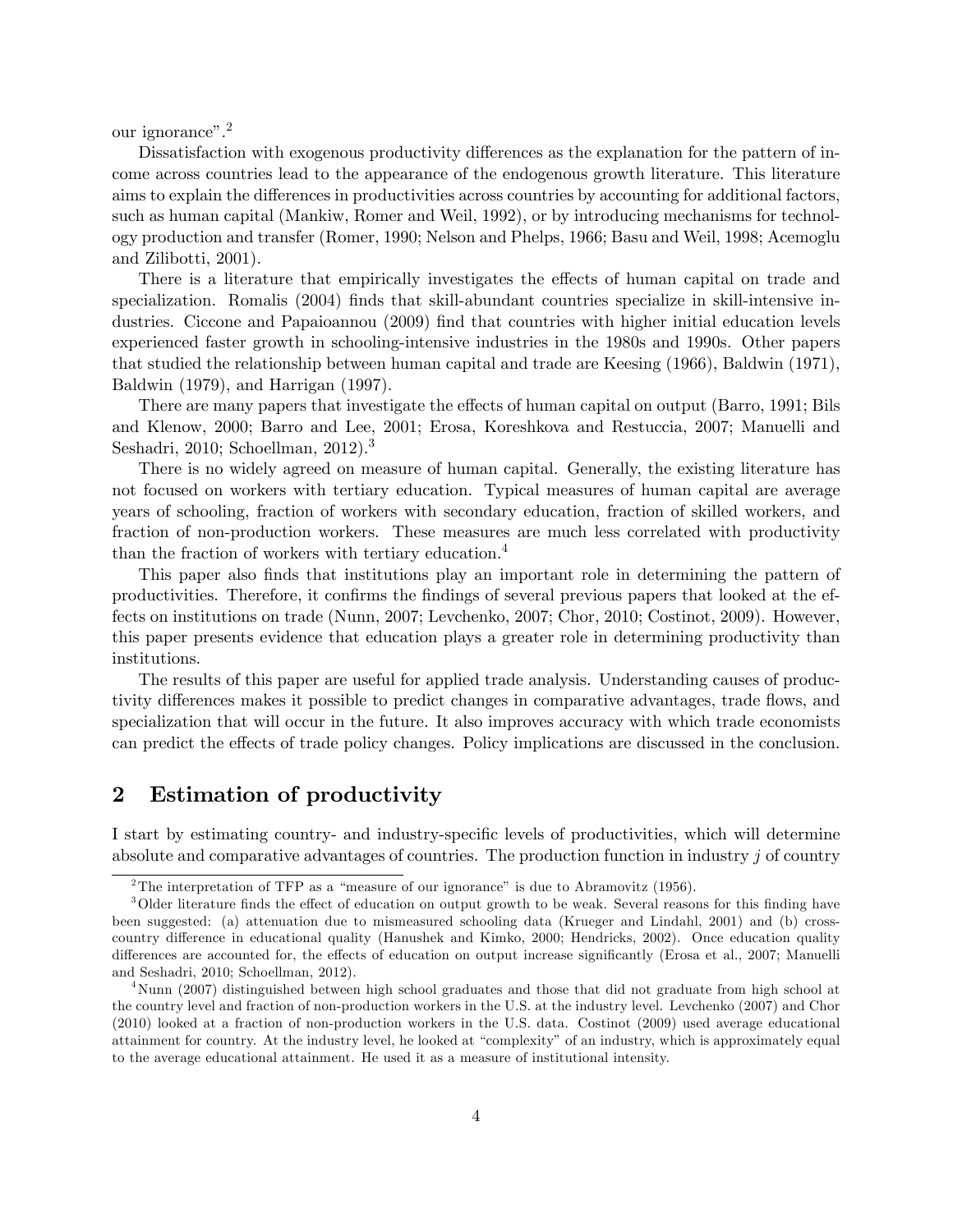our ignorance".[2]

Dissatisfaction with exogenous productivity differences as the explanation for the pattern of income across countries lead to the appearance of the endogenous growth literature. This literature aims to explain the differences in productivities across countries by accounting for additional factors, such as human capital (Mankiw, Romer and Weil, 1992), or by introducing mechanisms for technology production and transfer (Romer, 1990; Nelson and Phelps, 1966; Basu and Weil, 1998; Acemoglu and Zilibotti, 2001).

There is a literature that empirically investigates the effects of human capital on trade and specialization. Romalis (2004) finds that skill-abundant countries specialize in skill-intensive industries. Ciccone and Papaioannou (2009) find that countries with higher initial education levels experienced faster growth in schooling-intensive industries in the 1980s and 1990s. Other papers that studied the relationship between human capital and trade are Keesing (1966), Baldwin (1971), Baldwin (1979), and Harrigan (1997).

There are many papers that investigate the effects of human capital on output (Barro, 1991; Bils and Klenow, 2000; Barro and Lee, 2001; Erosa, Koreshkova and Restuccia, 2007; Manuelli and Seshadri, 2010; Schoellman, 2012).[3]

There is no widely agreed on measure of human capital. Generally, the existing literature has not focused on workers with tertiary education. Typical measures of human capital are average years of schooling, fraction of workers with secondary education, fraction of skilled workers, and fraction of non-production workers. These measures are much less correlated with productivity than the fraction of workers with tertiary education.[4]

This paper also finds that institutions play an important role in determining the pattern of productivities. Therefore, it confirms the findings of several previous papers that looked at the effects on institutions on trade (Nunn, 2007; Levchenko, 2007; Chor, 2010; Costinot, 2009). However, this paper presents evidence that education plays a greater role in determining productivity than institutions.

The results of this paper are useful for applied trade analysis. Understanding causes of productivity differences makes it possible to predict changes in comparative advantages, trade flows, and specialization that will occur in the future. It also improves accuracy with which trade economists can predict the effects of trade policy changes. Policy implications are discussed in the conclusion.

## 2 Estimation of productivity

I start by estimating country- and industry-specific levels of productivities, which will determine absolute and comparative advantages of countries. The production function in industry $j$ of country

---

[2] The interpretation of TFP as a "measure of our ignorance" is due to Abramovitz (1956).

[3] Older literature finds the effect of education on output growth to be weak. Several reasons for this finding have been suggested: (a) attenuation due to mismeasured schooling data (Krueger and Lindahl, 2001) and (b) cross-country difference in educational quality (Hanushek and Kimko, 2000; Hendricks, 2002). Once education quality differences are accounted for, the effects of education on output increase significantly (Erosa et al., 2007; Manuelli and Seshadri, 2010; Schoellman, 2012).

[4] Nunn (2007) distinguished between high school graduates and those that did not graduate from high school at the country level and fraction of non-production workers in the U.S. at the industry level. Levchenko (2007) and Chor (2010) looked at a fraction of non-production workers in the U.S. data. Costinot (2009) used average educational attainment for country. At the industry level, he looked at "complexity" of an industry, which is approximately equal to the average educational attainment. He used it as a measure of institutional intensity.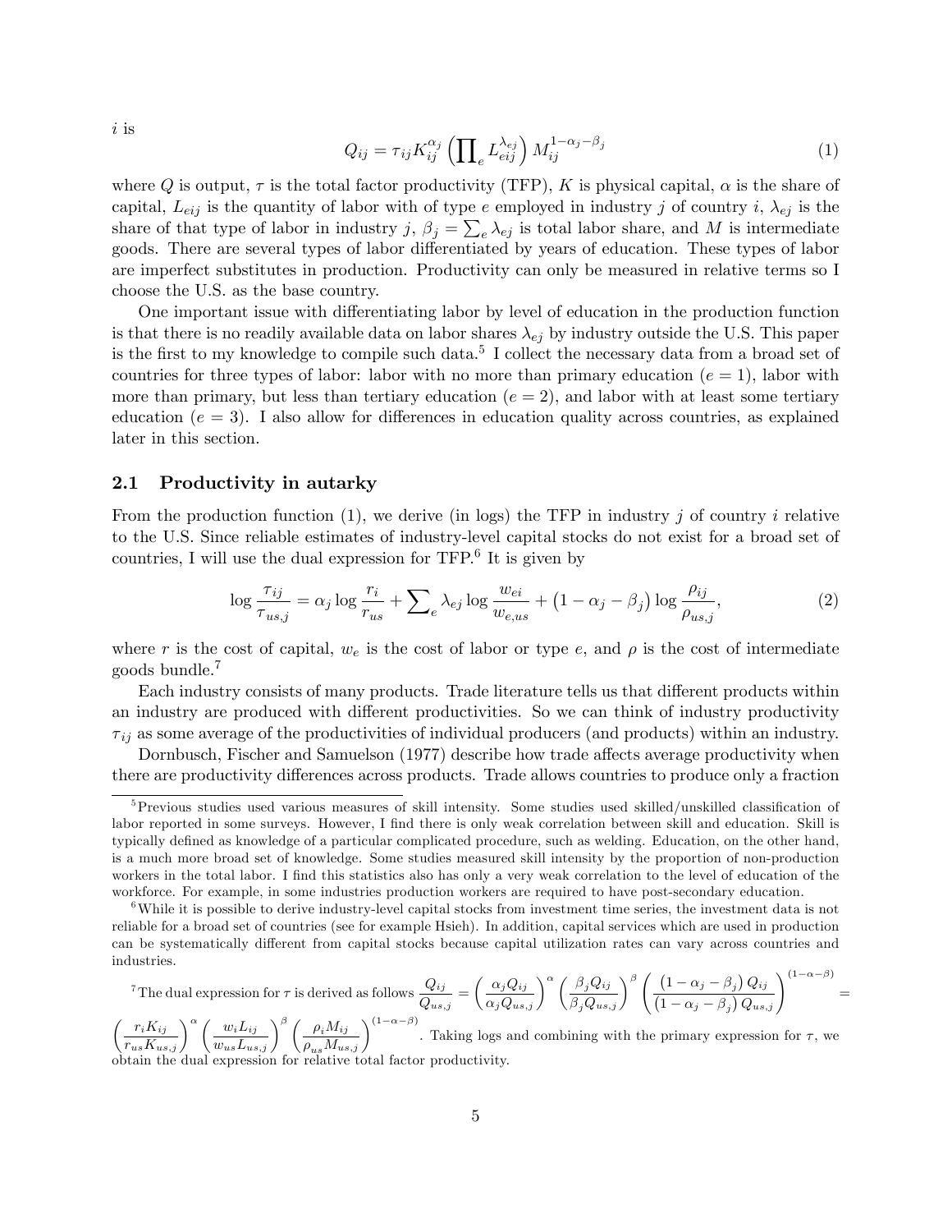$i$ is

$$Q_{ij} = \tau_{ij} K_{ij}^{\alpha_j} \left( \prod\nolimits_e L_{eij}^{\lambda_{ej}} \right) M_{ij}^{1-\alpha_j-\beta_j} \tag{1}$$

where $Q$ is output, $\tau$ is the total factor productivity (TFP), $K$ is physical capital, $\alpha$ is the share of capital, $L_{eij}$ is the quantity of labor with of type $e$ employed in industry $j$ of country $i$, $\lambda_{ej}$ is the share of that type of labor in industry $j$, $\beta_j = \sum_e \lambda_{ej}$ is total labor share, and $M$ is intermediate goods. There are several types of labor differentiated by years of education. These types of labor are imperfect substitutes in production. Productivity can only be measured in relative terms so I choose the U.S. as the base country.

One important issue with differentiating labor by level of education in the production function is that there is no readily available data on labor shares $\lambda_{ej}$ by industry outside the U.S. This paper is the first to my knowledge to compile such data.[5] I collect the necessary data from a broad set of countries for three types of labor: labor with no more than primary education ($e = 1$), labor with more than primary, but less than tertiary education ($e = 2$), and labor with at least some tertiary education ($e = 3$). I also allow for differences in education quality across countries, as explained later in this section.

## 2.1 Productivity in autarky

From the production function (1), we derive (in logs) the TFP in industry $j$ of country $i$ relative to the U.S. Since reliable estimates of industry-level capital stocks do not exist for a broad set of countries, I will use the dual expression for TFP.[6] It is given by

$$\log \frac{\tau_{ij}}{\tau_{us,j}} = \alpha_j \log \frac{r_i}{r_{us}} + \sum\nolimits_e \lambda_{ej} \log \frac{w_{ei}}{w_{e,us}} + \left(1 - \alpha_j - \beta_j\right) \log \frac{\rho_{ij}}{\rho_{us,j}}, \tag{2}$$

where $r$ is the cost of capital, $w_e$ is the cost of labor or type $e$, and $\rho$ is the cost of intermediate goods bundle.[7]

Each industry consists of many products. Trade literature tells us that different products within an industry are produced with different productivities. So we can think of industry productivity $\tau_{ij}$ as some average of the productivities of individual producers (and products) within an industry.

Dornbusch, Fischer and Samuelson (1977) describe how trade affects average productivity when there are productivity differences across products. Trade allows countries to produce only a fraction

---

[5] Previous studies used various measures of skill intensity. Some studies used skilled/unskilled classification of labor reported in some surveys. However, I find there is only weak correlation between skill and education. Skill is typically defined as knowledge of a particular complicated procedure, such as welding. Education, on the other hand, is a much more broad set of knowledge. Some studies measured skill intensity by the proportion of non-production workers in the total labor. I find this statistics also has only a very weak correlation to the level of education of the workforce. For example, in some industries production workers are required to have post-secondary education.

[6] While it is possible to derive industry-level capital stocks from investment time series, the investment data is not reliable for a broad set of countries (see for example Hsieh). In addition, capital services which are used in production can be systematically different from capital stocks because capital utilization rates can vary across countries and industries.

[7] The dual expression for $\tau$ is derived as follows $\frac{Q_{ij}}{Q_{us,j}} = \left(\frac{\alpha_j Q_{ij}}{\alpha_j Q_{us,j}}\right)^{\alpha} \left(\frac{\beta_j Q_{ij}}{\beta_j Q_{us,j}}\right)^{\beta} \left(\frac{\left(1-\alpha_j-\beta_j\right) Q_{ij}}{\left(1-\alpha_j-\beta_j\right) Q_{us,j}}\right)^{(1-\alpha-\beta)} = \left(\frac{r_i K_{ij}}{r_{us} K_{us,j}}\right)^{\alpha} \left(\frac{w_i L_{ij}}{w_{us} L_{us,j}}\right)^{\beta} \left(\frac{\rho_i M_{ij}}{\rho_{us} M_{us,j}}\right)^{(1-\alpha-\beta)}$. Taking logs and combining with the primary expression for $\tau$, we obtain the dual expression for relative total factor productivity.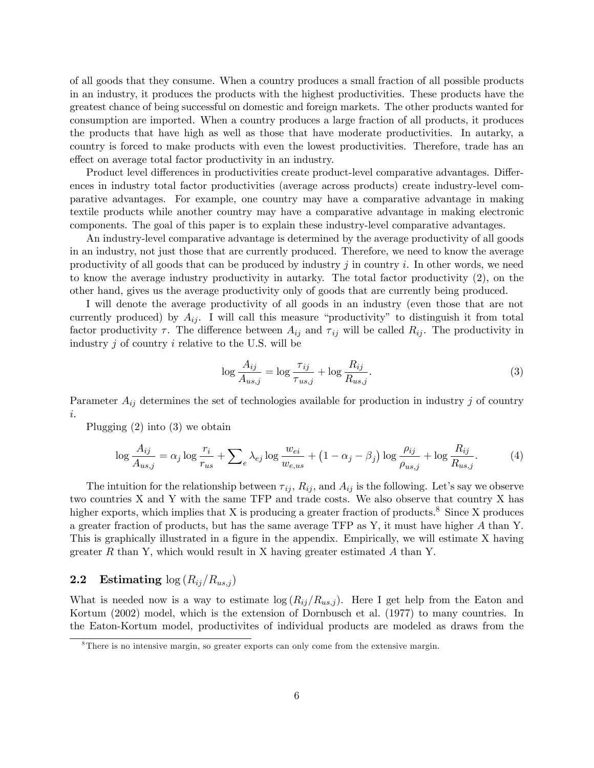of all goods that they consume. When a country produces a small fraction of all possible products in an industry, it produces the products with the highest productivities. These products have the greatest chance of being successful on domestic and foreign markets. The other products wanted for consumption are imported. When a country produces a large fraction of all products, it produces the products that have high as well as those that have moderate productivities. In autarky, a country is forced to make products with even the lowest productivities. Therefore, trade has an effect on average total factor productivity in an industry.

Product level differences in productivities create product-level comparative advantages. Differences in industry total factor productivities (average across products) create industry-level comparative advantages. For example, one country may have a comparative advantage in making textile products while another country may have a comparative advantage in making electronic components. The goal of this paper is to explain these industry-level comparative advantages.

An industry-level comparative advantage is determined by the average productivity of all goods in an industry, not just those that are currently produced. Therefore, we need to know the average productivity of all goods that can be produced by industry $j$ in country $i$. In other words, we need to know the average industry productivity in autarky. The total factor productivity (2), on the other hand, gives us the average productivity only of goods that are currently being produced.

I will denote the average productivity of all goods in an industry (even those that are not currently produced) by $A_{ij}$. I will call this measure "productivity" to distinguish it from total factor productivity $\tau$. The difference between $A_{ij}$ and $\tau_{ij}$ will be called $R_{ij}$. The productivity in industry $j$ of country $i$ relative to the U.S. will be

$$\log \frac{A_{ij}}{A_{us,j}} = \log \frac{\tau_{ij}}{\tau_{us,j}} + \log \frac{R_{ij}}{R_{us,j}}. \tag{3}$$

Parameter $A_{ij}$ determines the set of technologies available for production in industry $j$ of country $i$.

Plugging (2) into (3) we obtain

$$\log \frac{A_{ij}}{A_{us,j}} = \alpha_j \log \frac{r_i}{r_{us}} + \sum\nolimits_e \lambda_{ej} \log \frac{w_{ei}}{w_{e,us}} + \left(1 - \alpha_j - \beta_j\right) \log \frac{\rho_{ij}}{\rho_{us,j}} + \log \frac{R_{ij}}{R_{us,j}}. \tag{4}$$

The intuition for the relationship between $\tau_{ij}$, $R_{ij}$, and $A_{ij}$ is the following. Let's say we observe two countries X and Y with the same TFP and trade costs. We also observe that country X has higher exports, which implies that X is producing a greater fraction of products.[8] Since X produces a greater fraction of products, but has the same average TFP as Y, it must have higher $A$ than Y. This is graphically illustrated in a figure in the appendix. Empirically, we will estimate X having greater $R$ than Y, which would result in X having greater estimated $A$ than Y.

## 2.2 Estimating $\log\left(R_{ij}/R_{us,j}\right)$

What is needed now is a way to estimate $\log\left(R_{ij}/R_{us,j}\right)$. Here I get help from the Eaton and Kortum (2002) model, which is the extension of Dornbusch et al. (1977) to many countries. In the Eaton-Kortum model, productivites of individual products are modeled as draws from the

[8] There is no intensive margin, so greater exports can only come from the extensive margin.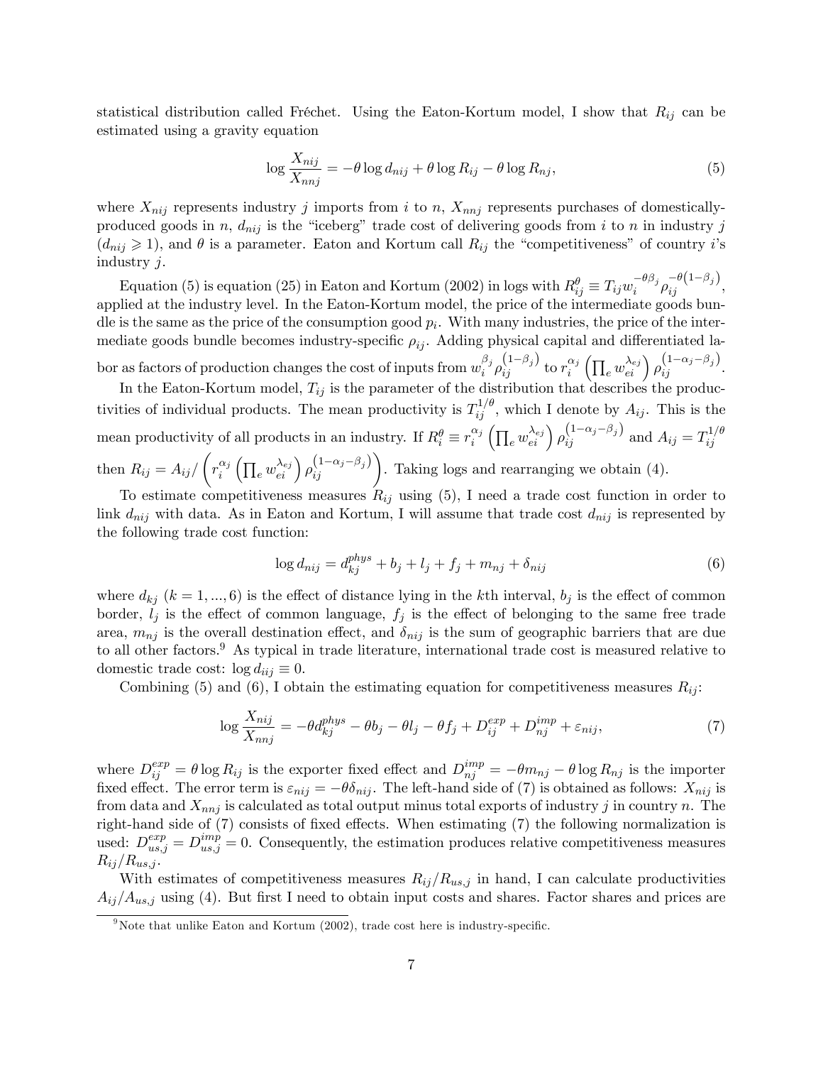statistical distribution called Fréchet. Using the Eaton-Kortum model, I show that $R_{ij}$ can be estimated using a gravity equation

$$\log \frac{X_{nij}}{X_{nnj}} = -\theta \log d_{nij} + \theta \log R_{ij} - \theta \log R_{nj}, \tag{5}$$

where $X_{nij}$ represents industry $j$ imports from $i$ to $n$, $X_{nnj}$ represents purchases of domestically-produced goods in $n$, $d_{nij}$ is the "iceberg" trade cost of delivering goods from $i$ to $n$ in industry $j$ ($d_{nij} \geqslant 1$), and $\theta$ is a parameter. Eaton and Kortum call $R_{ij}$ the "competitiveness" of country $i$'s industry $j$.

Equation (5) is equation (25) in Eaton and Kortum (2002) in logs with $R_{ij}^{\theta} \equiv T_{ij} w_i^{-\theta \beta_j} \rho_{ij}^{-\theta(1-\beta_j)}$, applied at the industry level. In the Eaton-Kortum model, the price of the intermediate goods bundle is the same as the price of the consumption good $p_i$. With many industries, the price of the intermediate goods bundle becomes industry-specific $\rho_{ij}$. Adding physical capital and differentiated labor as factors of production changes the cost of inputs from $w_i^{\beta_j} \rho_{ij}^{(1-\beta_j)}$ to $r_i^{\alpha_j} \left( \prod_e w_{ei}^{\lambda_{ej}} \right) \rho_{ij}^{(1-\alpha_j-\beta_j)}$.

In the Eaton-Kortum model, $T_{ij}$ is the parameter of the distribution that describes the productivities of individual products. The mean productivity is $T_{ij}^{1/\theta}$, which I denote by $A_{ij}$. This is the mean productivity of all products in an industry. If $R_i^{\theta} \equiv r_i^{\alpha_j} \left( \prod_e w_{ei}^{\lambda_{ej}} \right) \rho_{ij}^{(1-\alpha_j-\beta_j)}$ and $A_{ij} = T_{ij}^{1/\theta}$ then $R_{ij} = A_{ij} / \left( r_i^{\alpha_j} \left( \prod_e w_{ei}^{\lambda_{ej}} \right) \rho_{ij}^{(1-\alpha_j-\beta_j)} \right)$. Taking logs and rearranging we obtain (4).

To estimate competitiveness measures $R_{ij}$ using (5), I need a trade cost function in order to link $d_{nij}$ with data. As in Eaton and Kortum, I will assume that trade cost $d_{nij}$ is represented by the following trade cost function:

$$\log d_{nij} = d_{kj}^{phys} + b_j + l_j + f_j + m_{nj} + \delta_{nij} \tag{6}$$

where $d_{kj}$ ($k = 1, ..., 6$) is the effect of distance lying in the $k$th interval, $b_j$ is the effect of common border, $l_j$ is the effect of common language, $f_j$ is the effect of belonging to the same free trade area, $m_{nj}$ is the overall destination effect, and $\delta_{nij}$ is the sum of geographic barriers that are due to all other factors.[9] As typical in trade literature, international trade cost is measured relative to domestic trade cost: $\log d_{iij} \equiv 0$.

Combining (5) and (6), I obtain the estimating equation for competitiveness measures $R_{ij}$:

$$\log \frac{X_{nij}}{X_{nnj}} = -\theta d_{kj}^{phys} - \theta b_j - \theta l_j - \theta f_j + D_{ij}^{exp} + D_{nj}^{imp} + \varepsilon_{nij}, \tag{7}$$

where $D_{ij}^{exp} = \theta \log R_{ij}$ is the exporter fixed effect and $D_{nj}^{imp} = -\theta m_{nj} - \theta \log R_{nj}$ is the importer fixed effect. The error term is $\varepsilon_{nij} = -\theta \delta_{nij}$. The left-hand side of (7) is obtained as follows: $X_{nij}$ is from data and $X_{nnj}$ is calculated as total output minus total exports of industry $j$ in country $n$. The right-hand side of (7) consists of fixed effects. When estimating (7) the following normalization is used: $D_{us,j}^{exp} = D_{us,j}^{imp} = 0$. Consequently, the estimation produces relative competitiveness measures $R_{ij}/R_{us,j}$.

With estimates of competitiveness measures $R_{ij}/R_{us,j}$ in hand, I can calculate productivities $A_{ij}/A_{us,j}$ using (4). But first I need to obtain input costs and shares. Factor shares and prices are

[9] Note that unlike Eaton and Kortum (2002), trade cost here is industry-specific.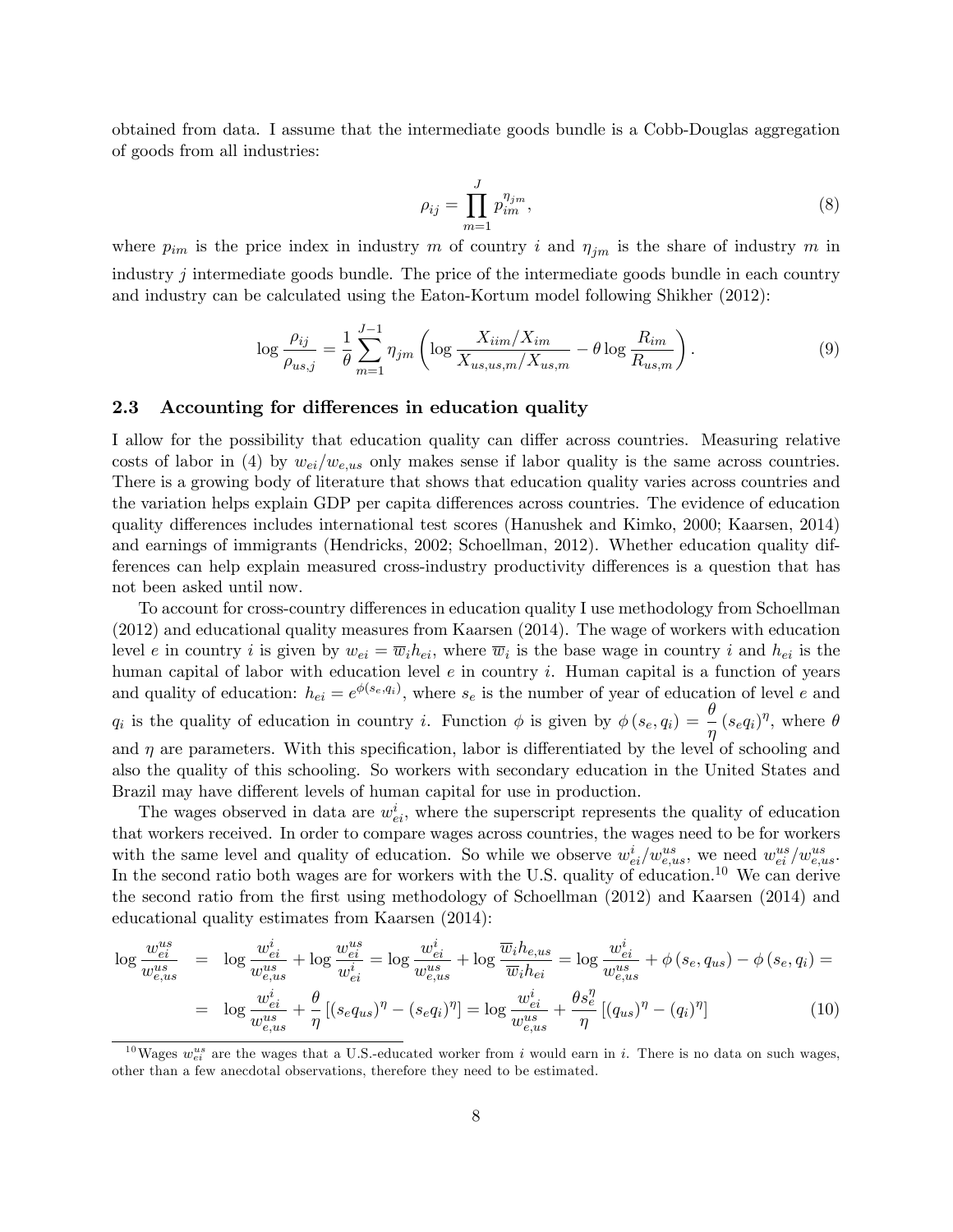obtained from data. I assume that the intermediate goods bundle is a Cobb-Douglas aggregation of goods from all industries:

$$\rho_{ij} = \prod_{m=1}^{J} p_{im}^{\eta_{jm}}, \tag{8}$$

where $p_{im}$ is the price index in industry $m$ of country $i$ and $\eta_{jm}$ is the share of industry $m$ in industry $j$ intermediate goods bundle. The price of the intermediate goods bundle in each country and industry can be calculated using the Eaton-Kortum model following Shikher (2012):

$$\log \frac{\rho_{ij}}{\rho_{us,j}} = \frac{1}{\theta} \sum_{m=1}^{J-1} \eta_{jm} \left( \log \frac{X_{iim}/X_{im}}{X_{us,us,m}/X_{us,m}} - \theta \log \frac{R_{im}}{R_{us,m}} \right). \tag{9}$$

### 2.3 Accounting for differences in education quality

I allow for the possibility that education quality can differ across countries. Measuring relative costs of labor in (4) by $w_{ei}/w_{e,us}$ only makes sense if labor quality is the same across countries. There is a growing body of literature that shows that education quality varies across countries and the variation helps explain GDP per capita differences across countries. The evidence of education quality differences includes international test scores (Hanushek and Kimko, 2000; Kaarsen, 2014) and earnings of immigrants (Hendricks, 2002; Schoellman, 2012). Whether education quality differences can help explain measured cross-industry productivity differences is a question that has not been asked until now.

To account for cross-country differences in education quality I use methodology from Schoellman (2012) and educational quality measures from Kaarsen (2014). The wage of workers with education level $e$ in country $i$ is given by $w_{ei} = \overline{w}_i h_{ei}$, where $\overline{w}_i$ is the base wage in country $i$ and $h_{ei}$ is the human capital of labor with education level $e$ in country $i$. Human capital is a function of years and quality of education: $h_{ei} = e^{\phi(s_e, q_i)}$, where $s_e$ is the number of year of education of level $e$ and $q_i$ is the quality of education in country $i$. Function $\phi$ is given by $\phi(s_e, q_i) = \frac{\theta}{\eta}(s_e q_i)^{\eta}$, where $\theta$ and $\eta$ are parameters. With this specification, labor is differentiated by the level of schooling and also the quality of this schooling. So workers with secondary education in the United States and Brazil may have different levels of human capital for use in production.

The wages observed in data are $w_{ei}^{i}$, where the superscript represents the quality of education that workers received. In order to compare wages across countries, the wages need to be for workers with the same level and quality of education. So while we observe $w_{ei}^{i}/w_{e,us}^{us}$, we need $w_{ei}^{us}/w_{e,us}^{us}$. In the second ratio both wages are for workers with the U.S. quality of education.[10] We can derive the second ratio from the first using methodology of Schoellman (2012) and Kaarsen (2014) and educational quality estimates from Kaarsen (2014):

$$\begin{aligned}
\log \frac{w_{ei}^{us}}{w_{e,us}^{us}} &= \log \frac{w_{ei}^{i}}{w_{e,us}^{us}} + \log \frac{w_{ei}^{us}}{w_{ei}^{i}} = \log \frac{w_{ei}^{i}}{w_{e,us}^{us}} + \log \frac{\overline{w}_i h_{e,us}}{\overline{w}_i h_{ei}} = \log \frac{w_{ei}^{i}}{w_{e,us}^{us}} + \phi(s_e, q_{us}) - \phi(s_e, q_i) = \\
&= \log \frac{w_{ei}^{i}}{w_{e,us}^{us}} + \frac{\theta}{\eta}\left[(s_e q_{us})^{\eta} - (s_e q_i)^{\eta}\right] = \log \frac{w_{ei}^{i}}{w_{e,us}^{us}} + \frac{\theta s_e^{\eta}}{\eta}\left[(q_{us})^{\eta} - (q_i)^{\eta}\right]
\end{aligned} \tag{10}$$

[10] Wages $w_{ei}^{us}$ are the wages that a U.S.-educated worker from $i$ would earn in $i$. There is no data on such wages, other than a few anecdotal observations, therefore they need to be estimated.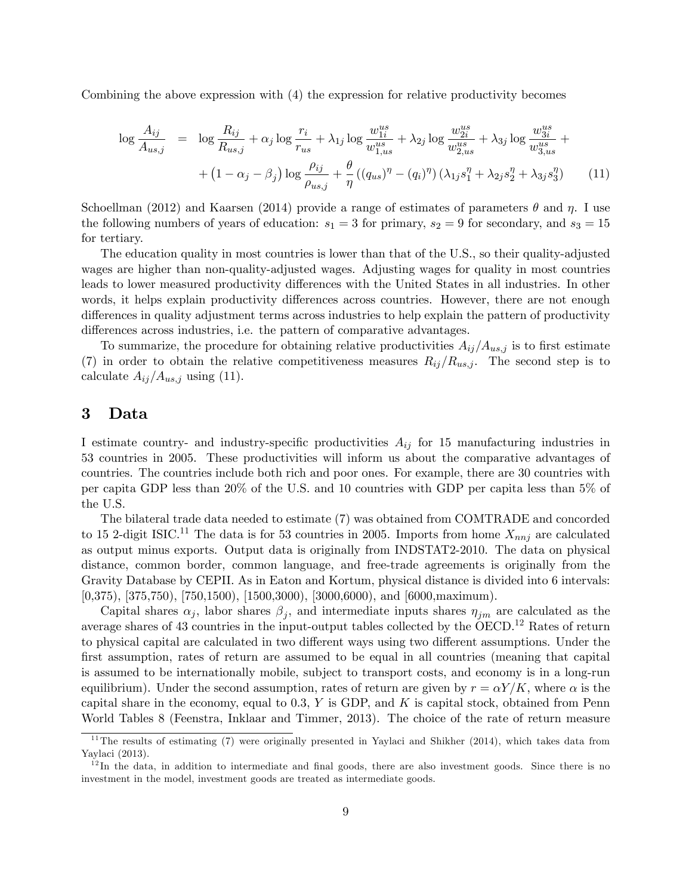Combining the above expression with (4) the expression for relative productivity becomes

$$
\begin{aligned}
\log \frac{A_{ij}}{A_{us,j}} \;=\;& \log \frac{R_{ij}}{R_{us,j}} + \alpha_j \log \frac{r_i}{r_{us}} + \lambda_{1j} \log \frac{w_{1i}^{us}}{w_{1,us}^{us}} + \lambda_{2j} \log \frac{w_{2i}^{us}}{w_{2,us}^{us}} + \lambda_{3j} \log \frac{w_{3i}^{us}}{w_{3,us}^{us}} + \\
& + \left(1 - \alpha_j - \beta_j\right) \log \frac{\rho_{ij}}{\rho_{us,j}} + \frac{\theta}{\eta} \left((q_{us})^{\eta} - (q_i)^{\eta}\right) \left(\lambda_{1j} s_1^{\eta} + \lambda_{2j} s_2^{\eta} + \lambda_{3j} s_3^{\eta}\right) \qquad (11)
\end{aligned}
$$

Schoellman (2012) and Kaarsen (2014) provide a range of estimates of parameters $\theta$ and $\eta$. I use the following numbers of years of education: $s_1 = 3$ for primary, $s_2 = 9$ for secondary, and $s_3 = 15$ for tertiary.

The education quality in most countries is lower than that of the U.S., so their quality-adjusted wages are higher than non-quality-adjusted wages. Adjusting wages for quality in most countries leads to lower measured productivity differences with the United States in all industries. In other words, it helps explain productivity differences across countries. However, there are not enough differences in quality adjustment terms across industries to help explain the pattern of productivity differences across industries, i.e. the pattern of comparative advantages.

To summarize, the procedure for obtaining relative productivities $A_{ij}/A_{us,j}$ is to first estimate (7) in order to obtain the relative competitiveness measures $R_{ij}/R_{us,j}$. The second step is to calculate $A_{ij}/A_{us,j}$ using (11).

## 3 Data

I estimate country- and industry-specific productivities $A_{ij}$ for 15 manufacturing industries in 53 countries in 2005. These productivities will inform us about the comparative advantages of countries. The countries include both rich and poor ones. For example, there are 30 countries with per capita GDP less than 20% of the U.S. and 10 countries with GDP per capita less than 5% of the U.S.

The bilateral trade data needed to estimate (7) was obtained from COMTRADE and concorded to 15 2-digit ISIC.[11] The data is for 53 countries in 2005. Imports from home $X_{nnj}$ are calculated as output minus exports. Output data is originally from INDSTAT2-2010. The data on physical distance, common border, common language, and free-trade agreements is originally from the Gravity Database by CEPII. As in Eaton and Kortum, physical distance is divided into 6 intervals: [0,375), [375,750), [750,1500), [1500,3000), [3000,6000), and [6000,maximum).

Capital shares $\alpha_j$, labor shares $\beta_j$, and intermediate inputs shares $\eta_{jm}$ are calculated as the average shares of 43 countries in the input-output tables collected by the OECD.[12] Rates of return to physical capital are calculated in two different ways using two different assumptions. Under the first assumption, rates of return are assumed to be equal in all countries (meaning that capital is assumed to be internationally mobile, subject to transport costs, and economy is in a long-run equilibrium). Under the second assumption, rates of return are given by $r = \alpha Y/K$, where $\alpha$ is the capital share in the economy, equal to 0.3, $Y$ is GDP, and $K$ is capital stock, obtained from Penn World Tables 8 (Feenstra, Inklaar and Timmer, 2013). The choice of the rate of return measure

[11] The results of estimating (7) were originally presented in Yaylaci and Shikher (2014), which takes data from Yaylaci (2013).

[12] In the data, in addition to intermediate and final goods, there are also investment goods. Since there is no investment in the model, investment goods are treated as intermediate goods.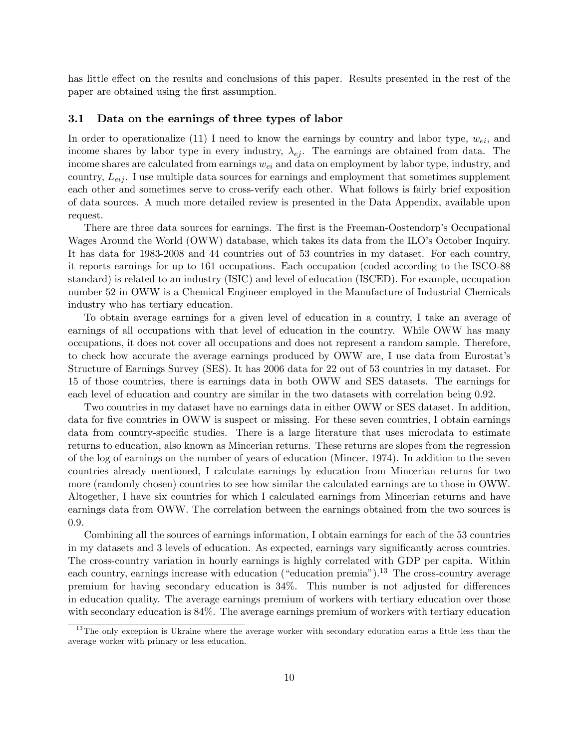has little effect on the results and conclusions of this paper. Results presented in the rest of the paper are obtained using the first assumption.

### 3.1 Data on the earnings of three types of labor

In order to operationalize (11) I need to know the earnings by country and labor type, $w_{ei}$, and income shares by labor type in every industry, $\lambda_{ej}$. The earnings are obtained from data. The income shares are calculated from earnings $w_{ei}$ and data on employment by labor type, industry, and country, $L_{eij}$. I use multiple data sources for earnings and employment that sometimes supplement each other and sometimes serve to cross-verify each other. What follows is fairly brief exposition of data sources. A much more detailed review is presented in the Data Appendix, available upon request.

There are three data sources for earnings. The first is the Freeman-Oostendorp's Occupational Wages Around the World (OWW) database, which takes its data from the ILO's October Inquiry. It has data for 1983-2008 and 44 countries out of 53 countries in my dataset. For each country, it reports earnings for up to 161 occupations. Each occupation (coded according to the ISCO-88 standard) is related to an industry (ISIC) and level of education (ISCED). For example, occupation number 52 in OWW is a Chemical Engineer employed in the Manufacture of Industrial Chemicals industry who has tertiary education.

To obtain average earnings for a given level of education in a country, I take an average of earnings of all occupations with that level of education in the country. While OWW has many occupations, it does not cover all occupations and does not represent a random sample. Therefore, to check how accurate the average earnings produced by OWW are, I use data from Eurostat's Structure of Earnings Survey (SES). It has 2006 data for 22 out of 53 countries in my dataset. For 15 of those countries, there is earnings data in both OWW and SES datasets. The earnings for each level of education and country are similar in the two datasets with correlation being 0.92.

Two countries in my dataset have no earnings data in either OWW or SES dataset. In addition, data for five countries in OWW is suspect or missing. For these seven countries, I obtain earnings data from country-specific studies. There is a large literature that uses microdata to estimate returns to education, also known as Mincerian returns. These returns are slopes from the regression of the log of earnings on the number of years of education (Mincer, 1974). In addition to the seven countries already mentioned, I calculate earnings by education from Mincerian returns for two more (randomly chosen) countries to see how similar the calculated earnings are to those in OWW. Altogether, I have six countries for which I calculated earnings from Mincerian returns and have earnings data from OWW. The correlation between the earnings obtained from the two sources is 0.9.

Combining all the sources of earnings information, I obtain earnings for each of the 53 countries in my datasets and 3 levels of education. As expected, earnings vary significantly across countries. The cross-country variation in hourly earnings is highly correlated with GDP per capita. Within each country, earnings increase with education ("education premia").[13] The cross-country average premium for having secondary education is 34%. This number is not adjusted for differences in education quality. The average earnings premium of workers with tertiary education over those with secondary education is 84%. The average earnings premium of workers with tertiary education

[13] The only exception is Ukraine where the average worker with secondary education earns a little less than the average worker with primary or less education.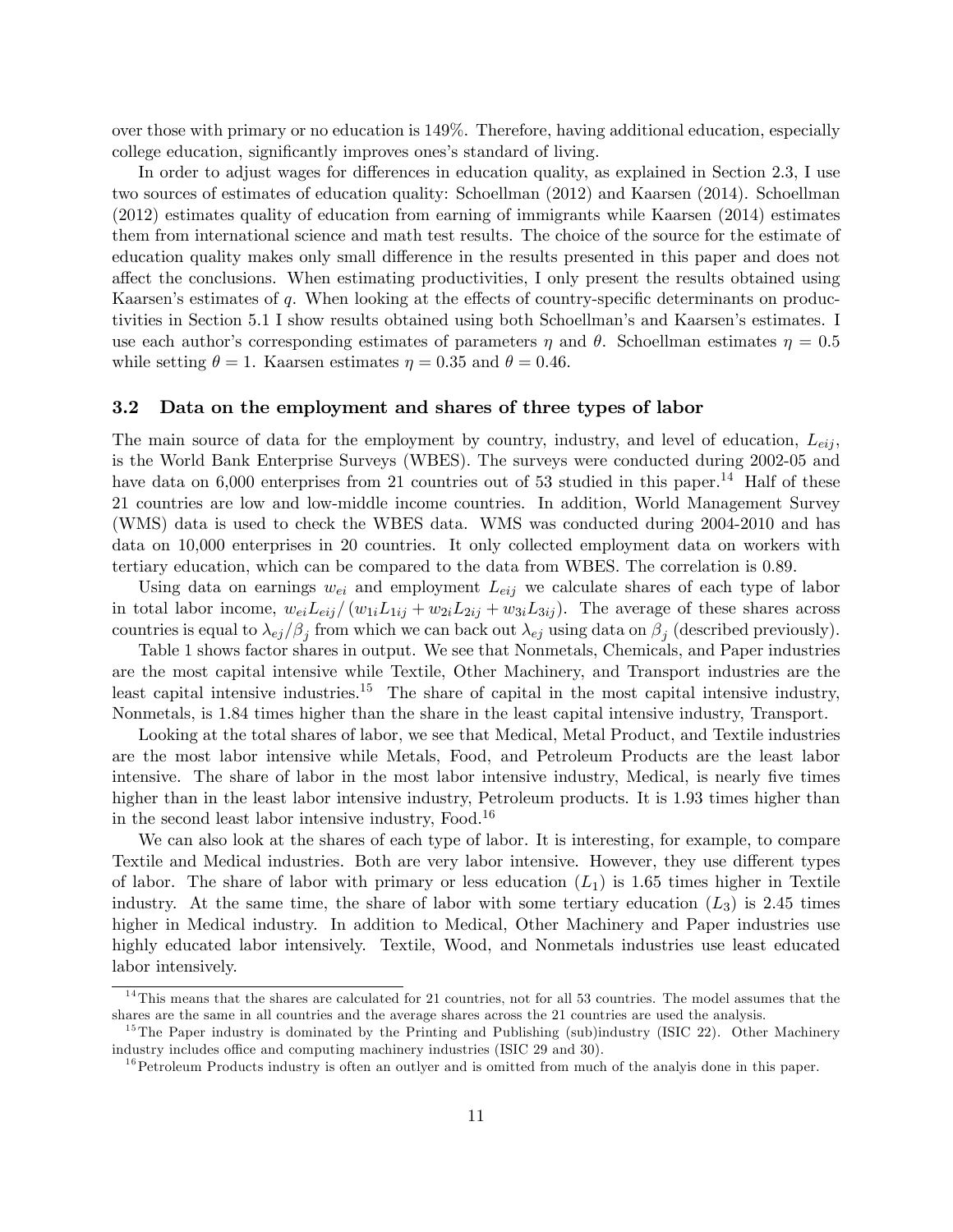over those with primary or no education is 149%. Therefore, having additional education, especially college education, significantly improves ones's standard of living.

In order to adjust wages for differences in education quality, as explained in Section 2.3, I use two sources of estimates of education quality: Schoellman (2012) and Kaarsen (2014). Schoellman (2012) estimates quality of education from earning of immigrants while Kaarsen (2014) estimates them from international science and math test results. The choice of the source for the estimate of education quality makes only small difference in the results presented in this paper and does not affect the conclusions. When estimating productivities, I only present the results obtained using Kaarsen's estimates of $q$. When looking at the effects of country-specific determinants on productivities in Section 5.1 I show results obtained using both Schoellman's and Kaarsen's estimates. I use each author's corresponding estimates of parameters $\eta$ and $\theta$. Schoellman estimates $\eta = 0.5$ while setting $\theta = 1$. Kaarsen estimates $\eta = 0.35$ and $\theta = 0.46$.

### 3.2 Data on the employment and shares of three types of labor

The main source of data for the employment by country, industry, and level of education, $L_{eij}$, is the World Bank Enterprise Surveys (WBES). The surveys were conducted during 2002-05 and have data on 6,000 enterprises from 21 countries out of 53 studied in this paper.[14] Half of these 21 countries are low and low-middle income countries. In addition, World Management Survey (WMS) data is used to check the WBES data. WMS was conducted during 2004-2010 and has data on 10,000 enterprises in 20 countries. It only collected employment data on workers with tertiary education, which can be compared to the data from WBES. The correlation is 0.89.

Using data on earnings $w_{ei}$ and employment $L_{eij}$ we calculate shares of each type of labor in total labor income, $w_{ei}L_{eij}/(w_{1i}L_{1ij} + w_{2i}L_{2ij} + w_{3i}L_{3ij})$. The average of these shares across countries is equal to $\lambda_{ej}/\beta_j$ from which we can back out $\lambda_{ej}$ using data on $\beta_j$ (described previously).

Table 1 shows factor shares in output. We see that Nonmetals, Chemicals, and Paper industries are the most capital intensive while Textile, Other Machinery, and Transport industries are the least capital intensive industries.[15] The share of capital in the most capital intensive industry, Nonmetals, is 1.84 times higher than the share in the least capital intensive industry, Transport.

Looking at the total shares of labor, we see that Medical, Metal Product, and Textile industries are the most labor intensive while Metals, Food, and Petroleum Products are the least labor intensive. The share of labor in the most labor intensive industry, Medical, is nearly five times higher than in the least labor intensive industry, Petroleum products. It is 1.93 times higher than in the second least labor intensive industry, Food.[16]

We can also look at the shares of each type of labor. It is interesting, for example, to compare Textile and Medical industries. Both are very labor intensive. However, they use different types of labor. The share of labor with primary or less education ($L_1$) is 1.65 times higher in Textile industry. At the same time, the share of labor with some tertiary education ($L_3$) is 2.45 times higher in Medical industry. In addition to Medical, Other Machinery and Paper industries use highly educated labor intensively. Textile, Wood, and Nonmetals industries use least educated labor intensively.

[14] This means that the shares are calculated for 21 countries, not for all 53 countries. The model assumes that the shares are the same in all countries and the average shares across the 21 countries are used the analysis.

[15] The Paper industry is dominated by the Printing and Publishing (sub)industry (ISIC 22). Other Machinery industry includes office and computing machinery industries (ISIC 29 and 30).

[16] Petroleum Products industry is often an outlyer and is omitted from much of the analyis done in this paper.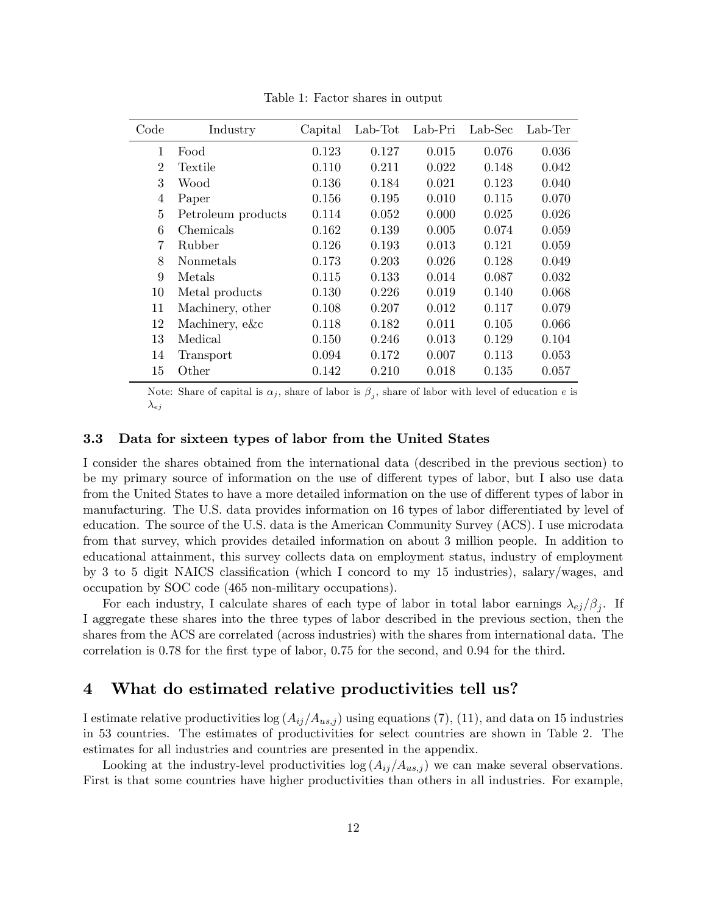Table 1: Factor shares in output

| Code | Industry | Capital | Lab-Tot | Lab-Pri | Lab-Sec | Lab-Ter |
|---|---|---|---|---|---|---|
| 1 | Food | 0.123 | 0.127 | 0.015 | 0.076 | 0.036 |
| 2 | Textile | 0.110 | 0.211 | 0.022 | 0.148 | 0.042 |
| 3 | Wood | 0.136 | 0.184 | 0.021 | 0.123 | 0.040 |
| 4 | Paper | 0.156 | 0.195 | 0.010 | 0.115 | 0.070 |
| 5 | Petroleum products | 0.114 | 0.052 | 0.000 | 0.025 | 0.026 |
| 6 | Chemicals | 0.162 | 0.139 | 0.005 | 0.074 | 0.059 |
| 7 | Rubber | 0.126 | 0.193 | 0.013 | 0.121 | 0.059 |
| 8 | Nonmetals | 0.173 | 0.203 | 0.026 | 0.128 | 0.049 |
| 9 | Metals | 0.115 | 0.133 | 0.014 | 0.087 | 0.032 |
| 10 | Metal products | 0.130 | 0.226 | 0.019 | 0.140 | 0.068 |
| 11 | Machinery, other | 0.108 | 0.207 | 0.012 | 0.117 | 0.079 |
| 12 | Machinery, e&c | 0.118 | 0.182 | 0.011 | 0.105 | 0.066 |
| 13 | Medical | 0.150 | 0.246 | 0.013 | 0.129 | 0.104 |
| 14 | Transport | 0.094 | 0.172 | 0.007 | 0.113 | 0.053 |
| 15 | Other | 0.142 | 0.210 | 0.018 | 0.135 | 0.057 |

Note: Share of capital is $\alpha_j$, share of labor is $\beta_j$, share of labor with level of education $e$ is $\lambda_{ej}$

### 3.3 Data for sixteen types of labor from the United States

I consider the shares obtained from the international data (described in the previous section) to be my primary source of information on the use of different types of labor, but I also use data from the United States to have a more detailed information on the use of different types of labor in manufacturing. The U.S. data provides information on 16 types of labor differentiated by level of education. The source of the U.S. data is the American Community Survey (ACS). I use microdata from that survey, which provides detailed information on about 3 million people. In addition to educational attainment, this survey collects data on employment status, industry of employment by 3 to 5 digit NAICS classification (which I concord to my 15 industries), salary/wages, and occupation by SOC code (465 non-military occupations).

For each industry, I calculate shares of each type of labor in total labor earnings $\lambda_{ej}/\beta_j$. If I aggregate these shares into the three types of labor described in the previous section, then the shares from the ACS are correlated (across industries) with the shares from international data. The correlation is 0.78 for the first type of labor, 0.75 for the second, and 0.94 for the third.

## 4 What do estimated relative productivities tell us?

I estimate relative productivities $\log(A_{ij}/A_{us,j})$ using equations (7), (11), and data on 15 industries in 53 countries. The estimates of productivities for select countries are shown in Table 2. The estimates for all industries and countries are presented in the appendix.

Looking at the industry-level productivities $\log(A_{ij}/A_{us,j})$ we can make several observations. First is that some countries have higher productivities than others in all industries. For example,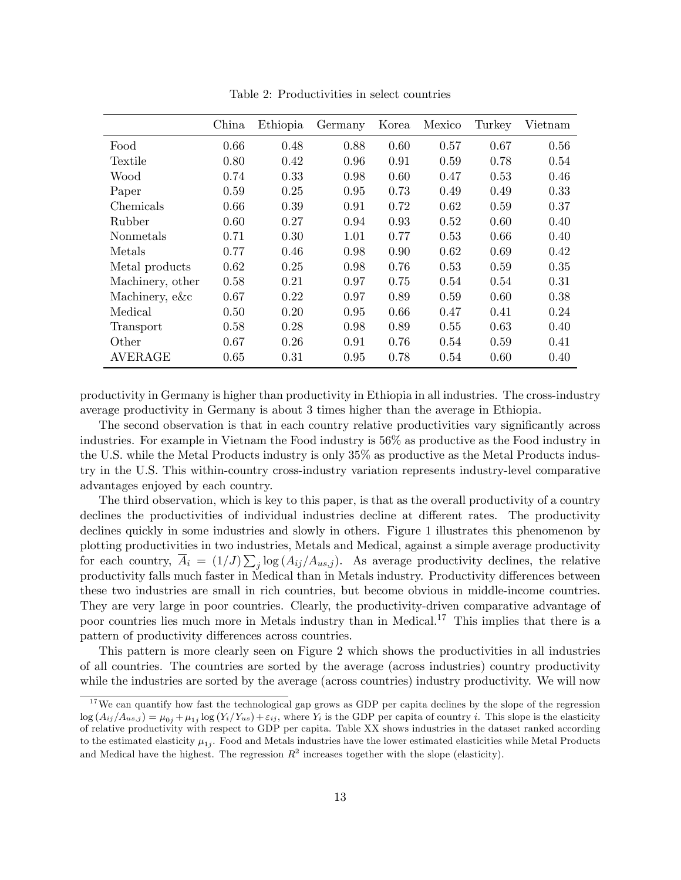Table 2: Productivities in select countries

| | China | Ethiopia | Germany | Korea | Mexico | Turkey | Vietnam |
|---|---|---|---|---|---|---|---|
| Food | 0.66 | 0.48 | 0.88 | 0.60 | 0.57 | 0.67 | 0.56 |
| Textile | 0.80 | 0.42 | 0.96 | 0.91 | 0.59 | 0.78 | 0.54 |
| Wood | 0.74 | 0.33 | 0.98 | 0.60 | 0.47 | 0.53 | 0.46 |
| Paper | 0.59 | 0.25 | 0.95 | 0.73 | 0.49 | 0.49 | 0.33 |
| Chemicals | 0.66 | 0.39 | 0.91 | 0.72 | 0.62 | 0.59 | 0.37 |
| Rubber | 0.60 | 0.27 | 0.94 | 0.93 | 0.52 | 0.60 | 0.40 |
| Nonmetals | 0.71 | 0.30 | 1.01 | 0.77 | 0.53 | 0.66 | 0.40 |
| Metals | 0.77 | 0.46 | 0.98 | 0.90 | 0.62 | 0.69 | 0.42 |
| Metal products | 0.62 | 0.25 | 0.98 | 0.76 | 0.53 | 0.59 | 0.35 |
| Machinery, other | 0.58 | 0.21 | 0.97 | 0.75 | 0.54 | 0.54 | 0.31 |
| Machinery, e&c | 0.67 | 0.22 | 0.97 | 0.89 | 0.59 | 0.60 | 0.38 |
| Medical | 0.50 | 0.20 | 0.95 | 0.66 | 0.47 | 0.41 | 0.24 |
| Transport | 0.58 | 0.28 | 0.98 | 0.89 | 0.55 | 0.63 | 0.40 |
| Other | 0.67 | 0.26 | 0.91 | 0.76 | 0.54 | 0.59 | 0.41 |
| AVERAGE | 0.65 | 0.31 | 0.95 | 0.78 | 0.54 | 0.60 | 0.40 |

productivity in Germany is higher than productivity in Ethiopia in all industries. The cross-industry average productivity in Germany is about 3 times higher than the average in Ethiopia.

The second observation is that in each country relative productivities vary significantly across industries. For example in Vietnam the Food industry is 56% as productive as the Food industry in the U.S. while the Metal Products industry is only 35% as productive as the Metal Products industry in the U.S. This within-country cross-industry variation represents industry-level comparative advantages enjoyed by each country.

The third observation, which is key to this paper, is that as the overall productivity of a country declines the productivities of individual industries decline at different rates. The productivity declines quickly in some industries and slowly in others. Figure 1 illustrates this phenomenon by plotting productivities in two industries, Metals and Medical, against a simple average productivity for each country, $\overline{A}_i = (1/J)\sum_j \log(A_{ij}/A_{us,j})$. As average productivity declines, the relative productivity falls much faster in Medical than in Metals industry. Productivity differences between these two industries are small in rich countries, but become obvious in middle-income countries. They are very large in poor countries. Clearly, the productivity-driven comparative advantage of poor countries lies much more in Metals industry than in Medical.[17] This implies that there is a pattern of productivity differences across countries.

This pattern is more clearly seen on Figure 2 which shows the productivities in all industries of all countries. The countries are sorted by the average (across industries) country productivity while the industries are sorted by the average (across countries) industry productivity. We will now

[17] We can quantify how fast the technological gap grows as GDP per capita declines by the slope of the regression $\log(A_{ij}/A_{us,j}) = \mu_{0j} + \mu_{1j}\log(Y_i/Y_{us}) + \varepsilon_{ij}$, where $Y_i$ is the GDP per capita of country $i$. This slope is the elasticity of relative productivity with respect to GDP per capita. Table XX shows industries in the dataset ranked according to the estimated elasticity $\mu_{1j}$. Food and Metals industries have the lower estimated elasticities while Metal Products and Medical have the highest. The regression $R^2$ increases together with the slope (elasticity).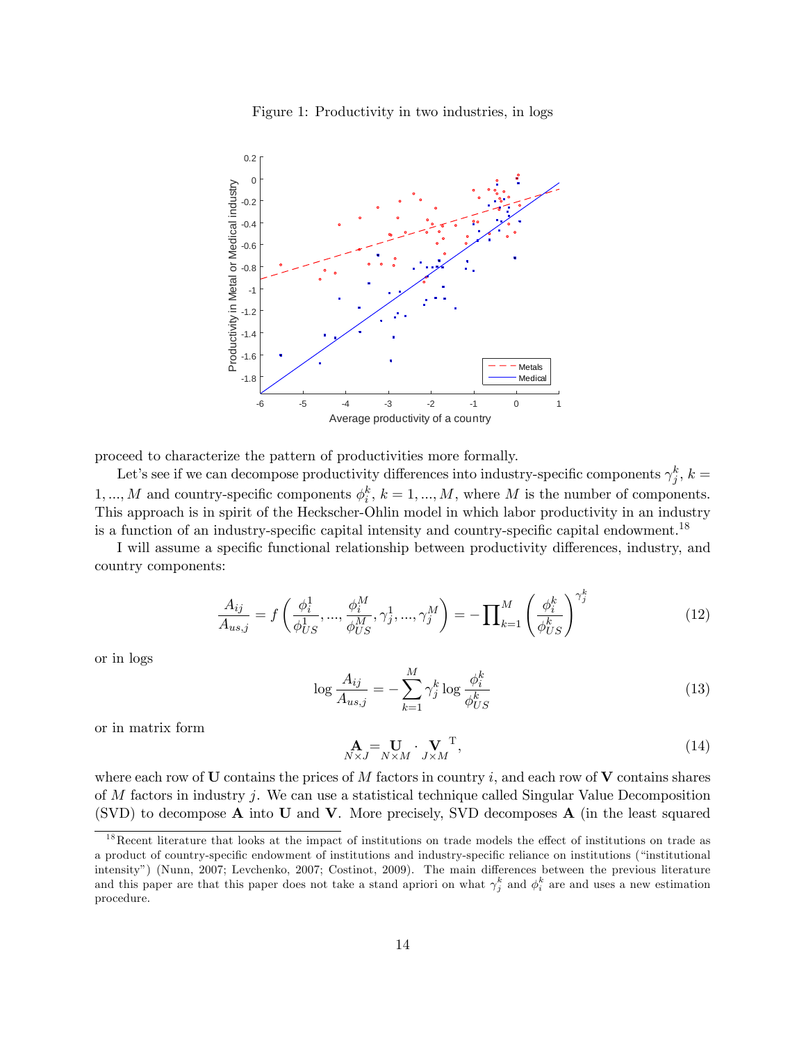Figure 1: Productivity in two industries, in logs

Productivity in Metal or Medical industry

Average productivity of a country

Metals

Medical

0.2
0
-0.2
-0.4
-0.6
-0.8
-1
-1.2
-1.4
-1.6
-1.8

-6
-5
-4
-3
-2
-1
0
1

proceed to characterize the pattern of productivities more formally.

Let's see if we can decompose productivity differences into industry-specific components $\gamma_j^k$, $k = 1, ..., M$ and country-specific components $\phi_i^k$, $k = 1, ..., M$, where $M$ is the number of components. This approach is in spirit of the Heckscher-Ohlin model in which labor productivity in an industry is a function of an industry-specific capital intensity and country-specific capital endowment.[18]

I will assume a specific functional relationship between productivity differences, industry, and country components:

$$\frac{A_{ij}}{A_{us,j}} = f\left(\frac{\phi_i^1}{\phi_{US}^1}, ..., \frac{\phi_i^M}{\phi_{US}^M}, \gamma_j^1, ..., \gamma_j^M\right) = -\prod_{k=1}^{M} \left(\frac{\phi_i^k}{\phi_{US}^k}\right)^{\gamma_j^k} \tag{12}$$

or in logs

$$\log \frac{A_{ij}}{A_{us,j}} = -\sum_{k=1}^{M} \gamma_j^k \log \frac{\phi_i^k}{\phi_{US}^k} \tag{13}$$

or in matrix form

$$\underset{N \times J}{\mathbf{A}} = \underset{N \times M}{\mathbf{U}} \cdot \underset{J \times M}{\mathbf{V}}^{\mathrm{T}}, \tag{14}$$

where each row of $\mathbf{U}$ contains the prices of $M$ factors in country $i$, and each row of $\mathbf{V}$ contains shares of $M$ factors in industry $j$. We can use a statistical technique called Singular Value Decomposition (SVD) to decompose $\mathbf{A}$ into $\mathbf{U}$ and $\mathbf{V}$. More precisely, SVD decomposes $\mathbf{A}$ (in the least squared

[18] Recent literature that looks at the impact of institutions on trade models the effect of institutions on trade as a product of country-specific endowment of institutions and industry-specific reliance on institutions ("institutional intensity") (Nunn, 2007; Levchenko, 2007; Costinot, 2009). The main differences between the previous literature and this paper are that this paper does not take a stand apriori on what $\gamma_j^k$ and $\phi_i^k$ are and uses a new estimation procedure.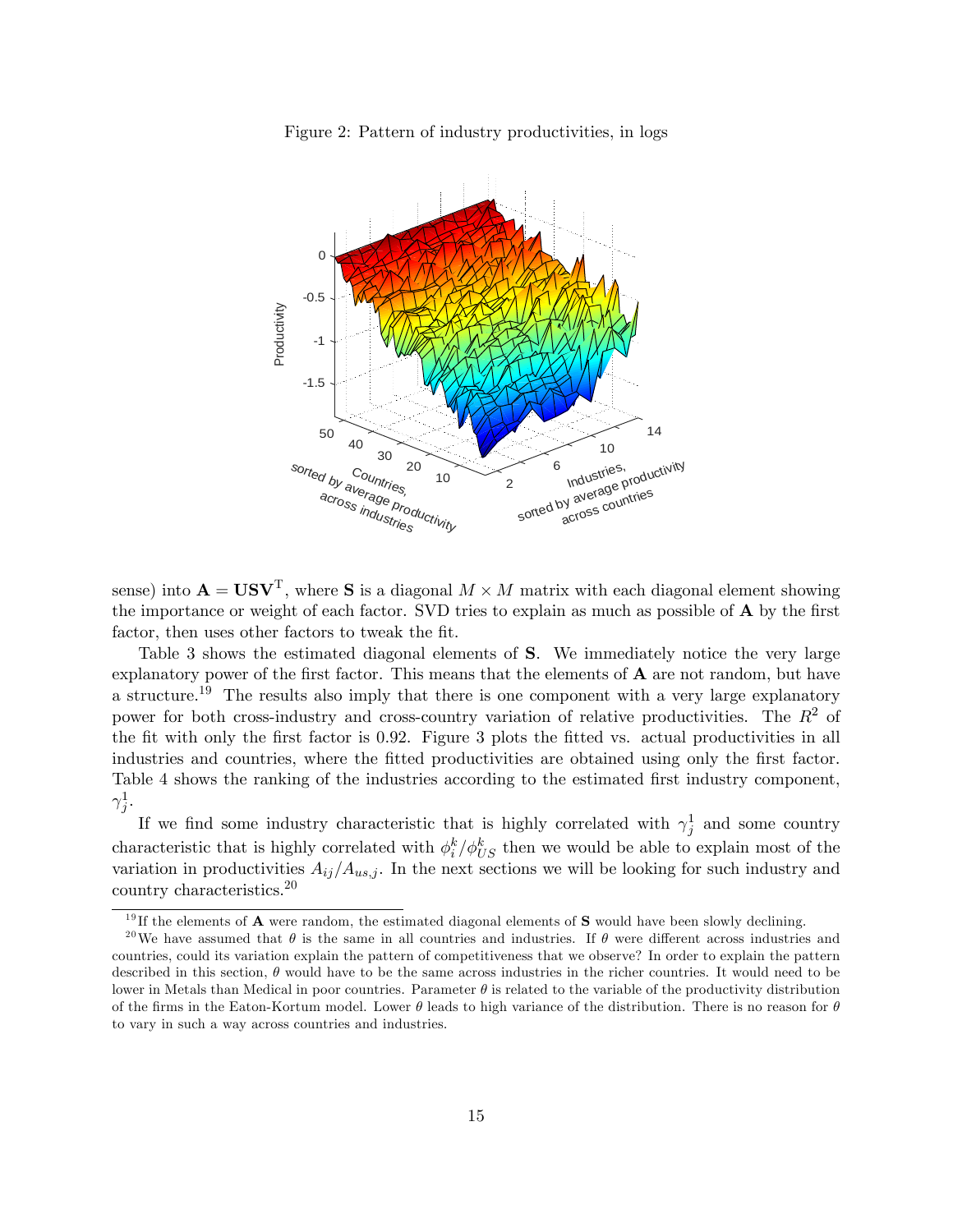Figure 2: Pattern of industry productivities, in logs

Productivity

0

-0.5

-1

-1.5

50 40 30 20 10

Countries, sorted by average productivity across industries

2 6 10 14

Industries, sorted by average productivity across countries

sense) into $\mathbf{A} = \mathbf{U}\mathbf{S}\mathbf{V}^{\mathrm{T}}$, where $\mathbf{S}$ is a diagonal $M \times M$ matrix with each diagonal element showing the importance or weight of each factor. SVD tries to explain as much as possible of $\mathbf{A}$ by the first factor, then uses other factors to tweak the fit.

Table 3 shows the estimated diagonal elements of $\mathbf{S}$. We immediately notice the very large explanatory power of the first factor. This means that the elements of $\mathbf{A}$ are not random, but have a structure.[19] The results also imply that there is one component with a very large explanatory power for both cross-industry and cross-country variation of relative productivities. The $R^2$ of the fit with only the first factor is 0.92. Figure 3 plots the fitted vs. actual productivities in all industries and countries, where the fitted productivities are obtained using only the first factor. Table 4 shows the ranking of the industries according to the estimated first industry component, $\gamma_j^1$.

If we find some industry characteristic that is highly correlated with $\gamma_j^1$ and some country characteristic that is highly correlated with $\phi_i^k/\phi_{US}^k$ then we would be able to explain most of the variation in productivities $A_{ij}/A_{us,j}$. In the next sections we will be looking for such industry and country characteristics.[20]

[19] If the elements of $\mathbf{A}$ were random, the estimated diagonal elements of $\mathbf{S}$ would have been slowly declining.

[20] We have assumed that $\theta$ is the same in all countries and industries. If $\theta$ were different across industries and countries, could its variation explain the pattern of competitiveness that we observe? In order to explain the pattern described in this section, $\theta$ would have to be the same across industries in the richer countries. It would need to be lower in Metals than Medical in poor countries. Parameter $\theta$ is related to the variable of the productivity distribution of the firms in the Eaton-Kortum model. Lower $\theta$ leads to high variance of the distribution. There is no reason for $\theta$ to vary in such a way across countries and industries.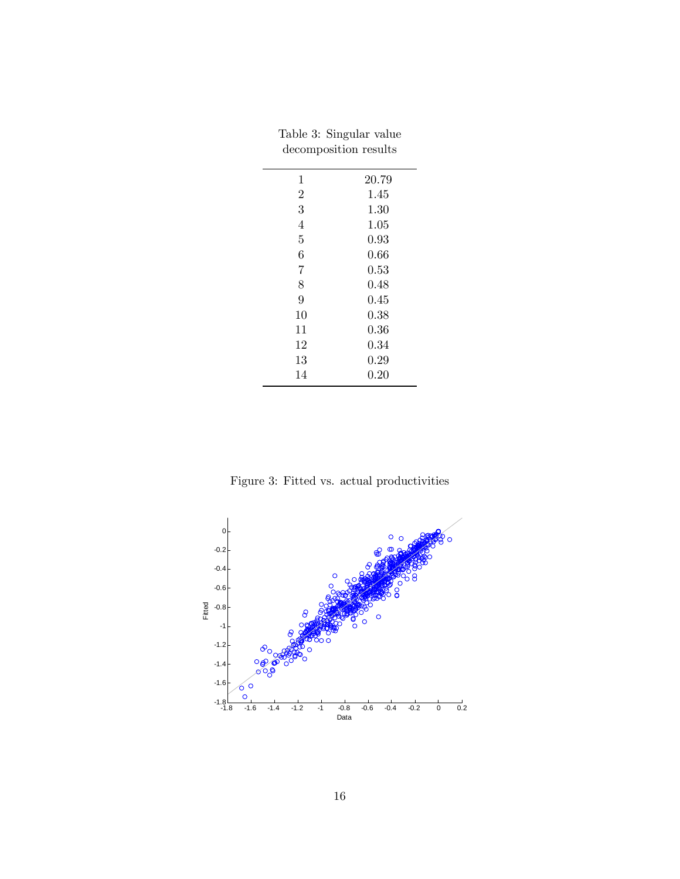Table 3: Singular value decomposition results

| | |
|---|---|
| 1 | 20.79 |
| 2 | 1.45 |
| 3 | 1.30 |
| 4 | 1.05 |
| 5 | 0.93 |
| 6 | 0.66 |
| 7 | 0.53 |
| 8 | 0.48 |
| 9 | 0.45 |
| 10 | 0.38 |
| 11 | 0.36 |
| 12 | 0.34 |
| 13 | 0.29 |
| 14 | 0.20 |

Figure 3: Fitted vs. actual productivities

Fitted

0
-0.2
-0.4
-0.6
-0.8
-1
-1.2
-1.4
-1.6
-1.8

-1.8 -1.6 -1.4 -1.2 -1 -0.8 -0.6 -0.4 -0.2 0 0.2

Data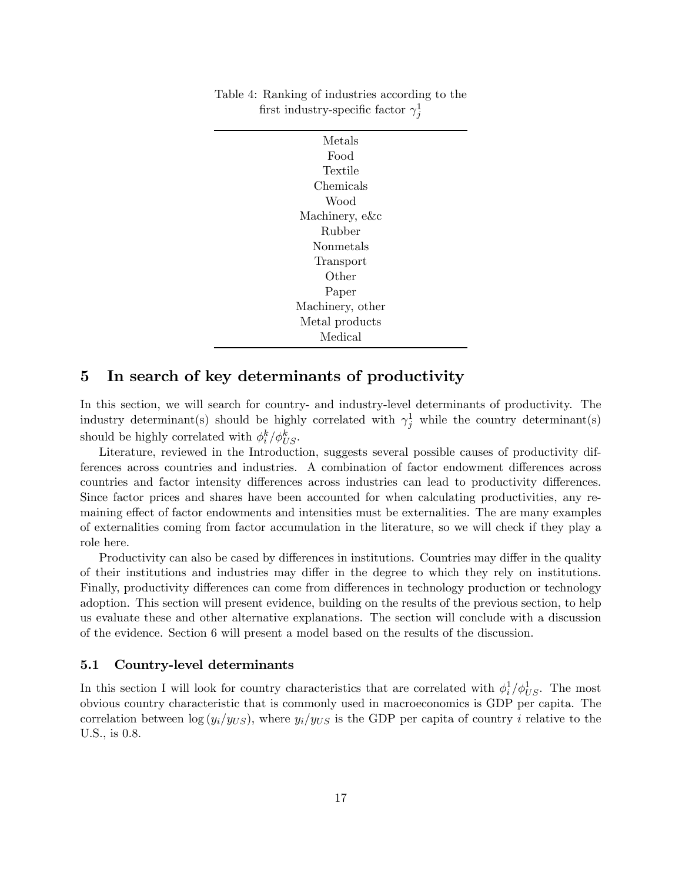Table 4: Ranking of industries according to the first industry-specific factor $\gamma_j^1$

| |
|---|
| Metals |
| Food |
| Textile |
| Chemicals |
| Wood |
| Machinery, e&c |
| Rubber |
| Nonmetals |
| Transport |
| Other |
| Paper |
| Machinery, other |
| Metal products |
| Medical |

## 5 In search of key determinants of productivity

In this section, we will search for country- and industry-level determinants of productivity. The industry determinant(s) should be highly correlated with $\gamma_j^1$ while the country determinant(s) should be highly correlated with $\phi_i^k/\phi_{US}^k$.

Literature, reviewed in the Introduction, suggests several possible causes of productivity differences across countries and industries. A combination of factor endowment differences across countries and factor intensity differences across industries can lead to productivity differences. Since factor prices and shares have been accounted for when calculating productivities, any remaining effect of factor endowments and intensities must be externalities. The are many examples of externalities coming from factor accumulation in the literature, so we will check if they play a role here.

Productivity can also be cased by differences in institutions. Countries may differ in the quality of their institutions and industries may differ in the degree to which they rely on institutions. Finally, productivity differences can come from differences in technology production or technology adoption. This section will present evidence, building on the results of the previous section, to help us evaluate these and other alternative explanations. The section will conclude with a discussion of the evidence. Section 6 will present a model based on the results of the discussion.

### 5.1 Country-level determinants

In this section I will look for country characteristics that are correlated with $\phi_i^1/\phi_{US}^1$. The most obvious country characteristic that is commonly used in macroeconomics is GDP per capita. The correlation between $\log(y_i/y_{US})$, where $y_i/y_{US}$ is the GDP per capita of country $i$ relative to the U.S., is 0.8.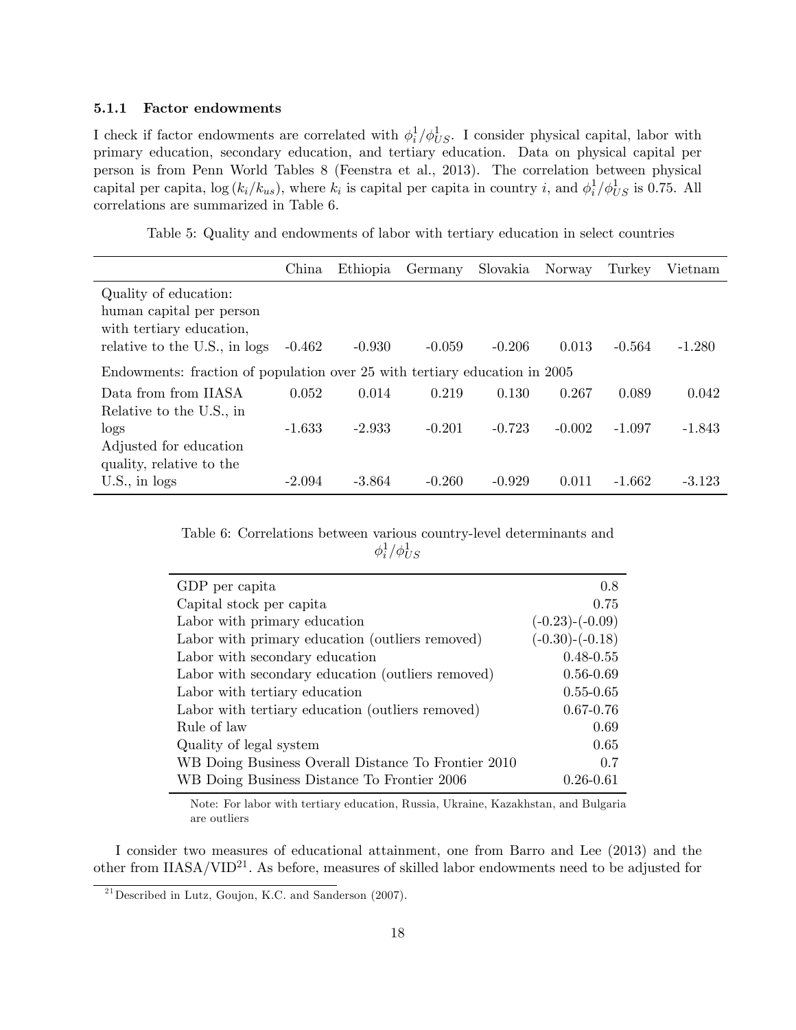#### 5.1.1 Factor endowments

I check if factor endowments are correlated with $\phi_i^1/\phi_{US}^1$. I consider physical capital, labor with primary education, secondary education, and tertiary education. Data on physical capital per person is from Penn World Tables 8 (Feenstra et al., 2013). The correlation between physical capital per capita, $\log(k_i/k_{us})$, where $k_i$ is capital per capita in country $i$, and $\phi_i^1/\phi_{US}^1$ is 0.75. All correlations are summarized in Table 6.

Table 5: Quality and endowments of labor with tertiary education in select countries

| | China | Ethiopia | Germany | Slovakia | Norway | Turkey | Vietnam |
|---|---|---|---|---|---|---|---|
| Quality of education: human capital per person with tertiary education, relative to the U.S., in logs | -0.462 | -0.930 | -0.059 | -0.206 | 0.013 | -0.564 | -1.280 |
| Endowments: fraction of population over 25 with tertiary education in 2005 | | | | | | | |
| Data from from IIASA | 0.052 | 0.014 | 0.219 | 0.130 | 0.267 | 0.089 | 0.042 |
| Relative to the U.S., in logs | -1.633 | -2.933 | -0.201 | -0.723 | -0.002 | -1.097 | -1.843 |
| Adjusted for education quality, relative to the U.S., in logs | -2.094 | -3.864 | -0.260 | -0.929 | 0.011 | -1.662 | -3.123 |

Table 6: Correlations between various country-level determinants and $\phi_i^1/\phi_{US}^1$

| | |
|---|---|
| GDP per capita | 0.8 |
| Capital stock per capita | 0.75 |
| Labor with primary education | (-0.23)-(-0.09) |
| Labor with primary education (outliers removed) | (-0.30)-(-0.18) |
| Labor with secondary education | 0.48-0.55 |
| Labor with secondary education (outliers removed) | 0.56-0.69 |
| Labor with tertiary education | 0.55-0.65 |
| Labor with tertiary education (outliers removed) | 0.67-0.76 |
| Rule of law | 0.69 |
| Quality of legal system | 0.65 |
| WB Doing Business Overall Distance To Frontier 2010 | 0.7 |
| WB Doing Business Distance To Frontier 2006 | 0.26-0.61 |

Note: For labor with tertiary education, Russia, Ukraine, Kazakhstan, and Bulgaria are outliers

I consider two measures of educational attainment, one from Barro and Lee (2013) and the other from IIASA/VID[21]. As before, measures of skilled labor endowments need to be adjusted for

[21] Described in Lutz, Goujon, K.C. and Sanderson (2007).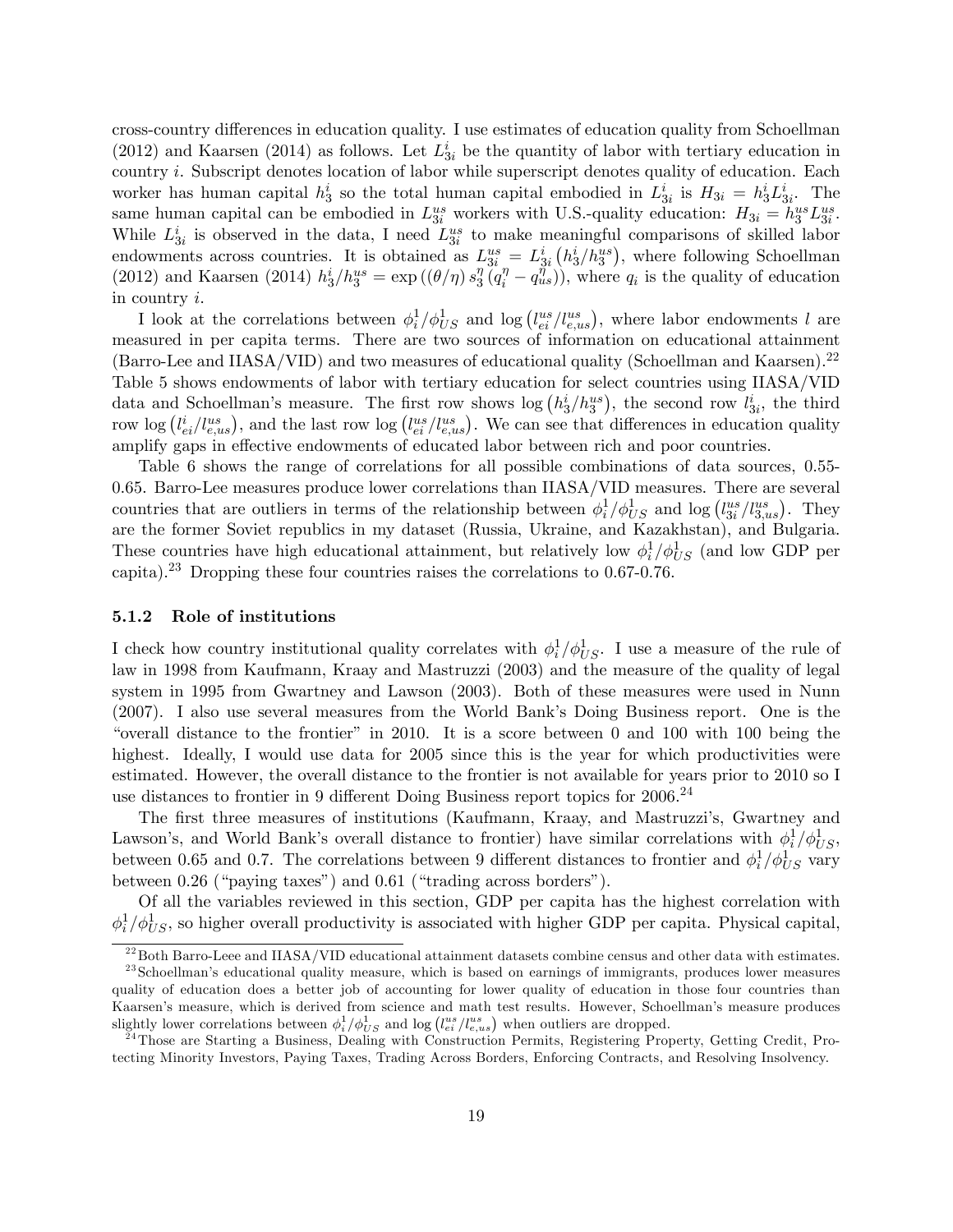cross-country differences in education quality. I use estimates of education quality from Schoellman (2012) and Kaarsen (2014) as follows. Let $L_{3i}^{i}$ be the quantity of labor with tertiary education in country $i$. Subscript denotes location of labor while superscript denotes quality of education. Each worker has human capital $h_3^i$ so the total human capital embodied in $L_{3i}^{i}$ is $H_{3i} = h_3^i L_{3i}^i$. The same human capital can be embodied in $L_{3i}^{us}$ workers with U.S.-quality education: $H_{3i} = h_3^{us} L_{3i}^{us}$. While $L_{3i}^{i}$ is observed in the data, I need $L_{3i}^{us}$ to make meaningful comparisons of skilled labor endowments across countries. It is obtained as $L_{3i}^{us} = L_{3i}^{i}\left(h_3^i/h_3^{us}\right)$, where following Schoellman (2012) and Kaarsen (2014) $h_3^i/h_3^{us} = \exp\left((\theta/\eta)\, s_3^{\eta}\left(q_i^{\eta} - q_{us}^{\eta}\right)\right)$, where $q_i$ is the quality of education in country $i$.

I look at the correlations between $\phi_i^1/\phi_{US}^1$ and $\log\left(l_{ei}^{us}/l_{e,us}^{us}\right)$, where labor endowments $l$ are measured in per capita terms. There are two sources of information on educational attainment (Barro-Lee and IIASA/VID) and two measures of educational quality (Schoellman and Kaarsen).[22] Table 5 shows endowments of labor with tertiary education for select countries using IIASA/VID data and Schoellman's measure. The first row shows $\log\left(h_3^i/h_3^{us}\right)$, the second row $l_{3i}^{i}$, the third row $\log\left(l_{ei}^{i}/l_{e,us}^{us}\right)$, and the last row $\log\left(l_{ei}^{us}/l_{e,us}^{us}\right)$. We can see that differences in education quality amplify gaps in effective endowments of educated labor between rich and poor countries.

Table 6 shows the range of correlations for all possible combinations of data sources, 0.55-0.65. Barro-Lee measures produce lower correlations than IIASA/VID measures. There are several countries that are outliers in terms of the relationship between $\phi_i^1/\phi_{US}^1$ and $\log\left(l_{3i}^{us}/l_{3,us}^{us}\right)$. They are the former Soviet republics in my dataset (Russia, Ukraine, and Kazakhstan), and Bulgaria. These countries have high educational attainment, but relatively low $\phi_i^1/\phi_{US}^1$ (and low GDP per capita).[23] Dropping these four countries raises the correlations to 0.67-0.76.

### 5.1.2 Role of institutions

I check how country institutional quality correlates with $\phi_i^1/\phi_{US}^1$. I use a measure of the rule of law in 1998 from Kaufmann, Kraay and Mastruzzi (2003) and the measure of the quality of legal system in 1995 from Gwartney and Lawson (2003). Both of these measures were used in Nunn (2007). I also use several measures from the World Bank's Doing Business report. One is the "overall distance to the frontier" in 2010. It is a score between 0 and 100 with 100 being the highest. Ideally, I would use data for 2005 since this is the year for which productivities were estimated. However, the overall distance to the frontier is not available for years prior to 2010 so I use distances to frontier in 9 different Doing Business report topics for 2006.[24]

The first three measures of institutions (Kaufmann, Kraay, and Mastruzzi's, Gwartney and Lawson's, and World Bank's overall distance to frontier) have similar correlations with $\phi_i^1/\phi_{US}^1$, between 0.65 and 0.7. The correlations between 9 different distances to frontier and $\phi_i^1/\phi_{US}^1$ vary between 0.26 ("paying taxes") and 0.61 ("trading across borders").

Of all the variables reviewed in this section, GDP per capita has the highest correlation with $\phi_i^1/\phi_{US}^1$, so higher overall productivity is associated with higher GDP per capita. Physical capital,

[22] Both Barro-Leee and IIASA/VID educational attainment datasets combine census and other data with estimates.

[23] Schoellman's educational quality measure, which is based on earnings of immigrants, produces lower measures quality of education does a better job of accounting for lower quality of education in those four countries than Kaarsen's measure, which is derived from science and math test results. However, Schoellman's measure produces slightly lower correlations between $\phi_i^1/\phi_{US}^1$ and $\log\left(l_{ei}^{us}/l_{e,us}^{us}\right)$ when outliers are dropped.

[24] Those are Starting a Business, Dealing with Construction Permits, Registering Property, Getting Credit, Protecting Minority Investors, Paying Taxes, Trading Across Borders, Enforcing Contracts, and Resolving Insolvency.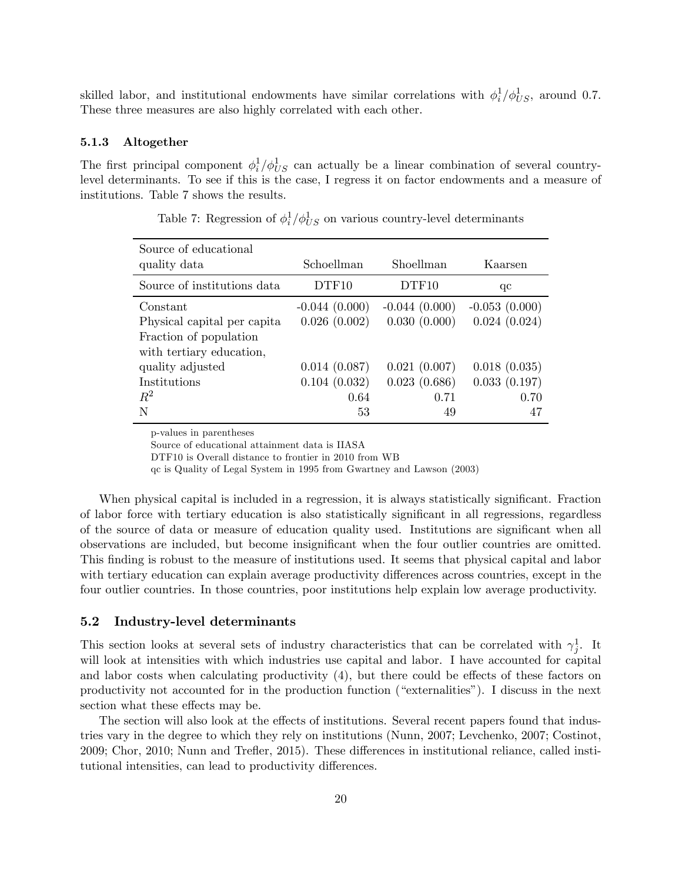skilled labor, and institutional endowments have similar correlations with $\phi_i^1/\phi_{US}^1$, around 0.7. These three measures are also highly correlated with each other.

### 5.1.3 Altogether

The first principal component $\phi_i^1/\phi_{US}^1$ can actually be a linear combination of several country-level determinants. To see if this is the case, I regress it on factor endowments and a measure of institutions. Table 7 shows the results.

Table 7: Regression of $\phi_i^1/\phi_{US}^1$ on various country-level determinants

| Source of educational quality data | Schoellman | Shoellman | Kaarsen |
|---|---|---|---|
| Source of institutions data | DTF10 | DTF10 | qc |
| Constant | -0.044 (0.000) | -0.044 (0.000) | -0.053 (0.000) |
| Physical capital per capita | 0.026 (0.002) | 0.030 (0.000) | 0.024 (0.024) |
| Fraction of population with tertiary education, quality adjusted | 0.014 (0.087) | 0.021 (0.007) | 0.018 (0.035) |
| Institutions | 0.104 (0.032) | 0.023 (0.686) | 0.033 (0.197) |
| $R^2$ | 0.64 | 0.71 | 0.70 |
| N | 53 | 49 | 47 |

p-values in parentheses

Source of educational attainment data is IIASA

DTF10 is Overall distance to frontier in 2010 from WB

qc is Quality of Legal System in 1995 from Gwartney and Lawson (2003)

When physical capital is included in a regression, it is always statistically significant. Fraction of labor force with tertiary education is also statistically significant in all regressions, regardless of the source of data or measure of education quality used. Institutions are significant when all observations are included, but become insignificant when the four outlier countries are omitted. This finding is robust to the measure of institutions used. It seems that physical capital and labor with tertiary education can explain average productivity differences across countries, except in the four outlier countries. In those countries, poor institutions help explain low average productivity.

## 5.2 Industry-level determinants

This section looks at several sets of industry characteristics that can be correlated with $\gamma_j^1$. It will look at intensities with which industries use capital and labor. I have accounted for capital and labor costs when calculating productivity (4), but there could be effects of these factors on productivity not accounted for in the production function ("externalities"). I discuss in the next section what these effects may be.

The section will also look at the effects of institutions. Several recent papers found that industries vary in the degree to which they rely on institutions (Nunn, 2007; Levchenko, 2007; Costinot, 2009; Chor, 2010; Nunn and Trefler, 2015). These differences in institutional reliance, called institutional intensities, can lead to productivity differences.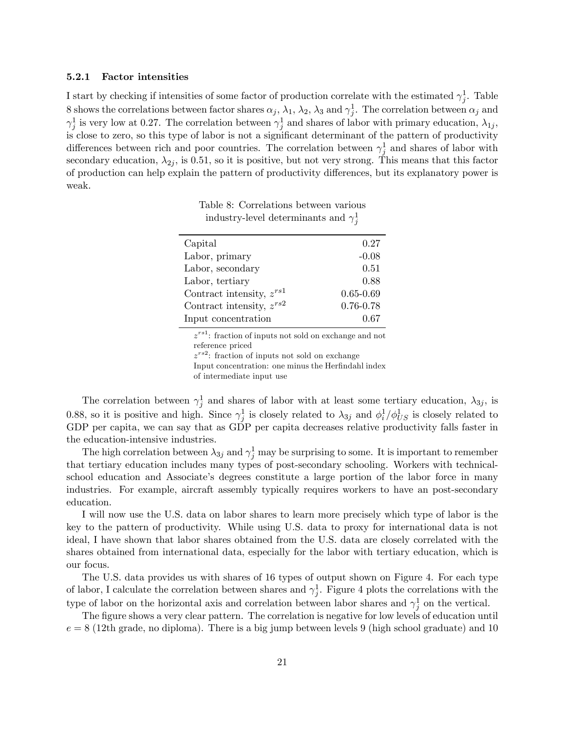### 5.2.1 Factor intensities

I start by checking if intensities of some factor of production correlate with the estimated $\gamma_j^1$. Table 8 shows the correlations between factor shares $\alpha_j$, $\lambda_1$, $\lambda_2$, $\lambda_3$ and $\gamma_j^1$. The correlation between $\alpha_j$ and $\gamma_j^1$ is very low at 0.27. The correlation between $\gamma_j^1$ and shares of labor with primary education, $\lambda_{1j}$, is close to zero, so this type of labor is not a significant determinant of the pattern of productivity differences between rich and poor countries. The correlation between $\gamma_j^1$ and shares of labor with secondary education, $\lambda_{2j}$, is 0.51, so it is positive, but not very strong. This means that this factor of production can help explain the pattern of productivity differences, but its explanatory power is weak.

Table 8: Correlations between various industry-level determinants and $\gamma_j^1$

| | |
|---|---|
| Capital | 0.27 |
| Labor, primary | -0.08 |
| Labor, secondary | 0.51 |
| Labor, tertiary | 0.88 |
| Contract intensity, $z^{rs1}$ | 0.65-0.69 |
| Contract intensity, $z^{rs2}$ | 0.76-0.78 |
| Input concentration | 0.67 |

$z^{rs1}$: fraction of inputs not sold on exchange and not reference priced
$z^{rs2}$: fraction of inputs not sold on exchange
Input concentration: one minus the Herfindahl index of intermediate input use

The correlation between $\gamma_j^1$ and shares of labor with at least some tertiary education, $\lambda_{3j}$, is 0.88, so it is positive and high. Since $\gamma_j^1$ is closely related to $\lambda_{3j}$ and $\phi_i^1/\phi_{US}^1$ is closely related to GDP per capita, we can say that as GDP per capita decreases relative productivity falls faster in the education-intensive industries.

The high correlation between $\lambda_{3j}$ and $\gamma_j^1$ may be surprising to some. It is important to remember that tertiary education includes many types of post-secondary schooling. Workers with technical-school education and Associate's degrees constitute a large portion of the labor force in many industries. For example, aircraft assembly typically requires workers to have an post-secondary education.

I will now use the U.S. data on labor shares to learn more precisely which type of labor is the key to the pattern of productivity. While using U.S. data to proxy for international data is not ideal, I have shown that labor shares obtained from the U.S. data are closely correlated with the shares obtained from international data, especially for the labor with tertiary education, which is our focus.

The U.S. data provides us with shares of 16 types of output shown on Figure 4. For each type of labor, I calculate the correlation between shares and $\gamma_j^1$. Figure 4 plots the correlations with the type of labor on the horizontal axis and correlation between labor shares and $\gamma_j^1$ on the vertical.

The figure shows a very clear pattern. The correlation is negative for low levels of education until $e = 8$ (12th grade, no diploma). There is a big jump between levels 9 (high school graduate) and 10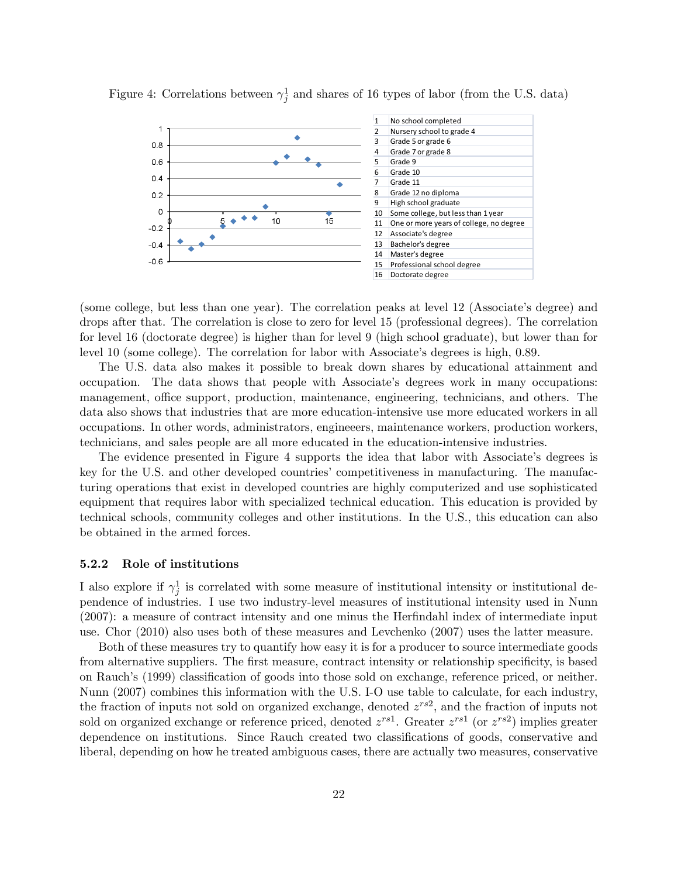Figure 4: Correlations between $\gamma_j^1$ and shares of 16 types of labor (from the U.S. data)

1
0.8
0.6
0.4
0.2
0
-0.2
-0.4
-0.6
0
5
10
15

| | |
|---|---|
| 1 | No school completed |
| 2 | Nursery school to grade 4 |
| 3 | Grade 5 or grade 6 |
| 4 | Grade 7 or grade 8 |
| 5 | Grade 9 |
| 6 | Grade 10 |
| 7 | Grade 11 |
| 8 | Grade 12 no diploma |
| 9 | High school graduate |
| 10 | Some college, but less than 1 year |
| 11 | One or more years of college, no degree |
| 12 | Associate's degree |
| 13 | Bachelor's degree |
| 14 | Master's degree |
| 15 | Professional school degree |
| 16 | Doctorate degree |

(some college, but less than one year). The correlation peaks at level 12 (Associate's degree) and drops after that. The correlation is close to zero for level 15 (professional degrees). The correlation for level 16 (doctorate degree) is higher than for level 9 (high school graduate), but lower than for level 10 (some college). The correlation for labor with Associate's degrees is high, 0.89.

The U.S. data also makes it possible to break down shares by educational attainment and occupation. The data shows that people with Associate's degrees work in many occupations: management, office support, production, maintenance, engineering, technicians, and others. The data also shows that industries that are more education-intensive use more educated workers in all occupations. In other words, administrators, engineeers, maintenance workers, production workers, technicians, and sales people are all more educated in the education-intensive industries.

The evidence presented in Figure 4 supports the idea that labor with Associate's degrees is key for the U.S. and other developed countries' competitiveness in manufacturing. The manufacturing operations that exist in developed countries are highly computerized and use sophisticated equipment that requires labor with specialized technical education. This education is provided by technical schools, community colleges and other institutions. In the U.S., this education can also be obtained in the armed forces.

### 5.2.2 Role of institutions

I also explore if $\gamma_j^1$ is correlated with some measure of institutional intensity or institutional dependence of industries. I use two industry-level measures of institutional intensity used in Nunn (2007): a measure of contract intensity and one minus the Herfindahl index of intermediate input use. Chor (2010) also uses both of these measures and Levchenko (2007) uses the latter measure.

Both of these measures try to quantify how easy it is for a producer to source intermediate goods from alternative suppliers. The first measure, contract intensity or relationship specificity, is based on Rauch's (1999) classification of goods into those sold on exchange, reference priced, or neither. Nunn (2007) combines this information with the U.S. I-O use table to calculate, for each industry, the fraction of inputs not sold on organized exchange, denoted $z^{rs2}$, and the fraction of inputs not sold on organized exchange or reference priced, denoted $z^{rs1}$. Greater $z^{rs1}$ (or $z^{rs2}$) implies greater dependence on institutions. Since Rauch created two classifications of goods, conservative and liberal, depending on how he treated ambiguous cases, there are actually two measures, conservative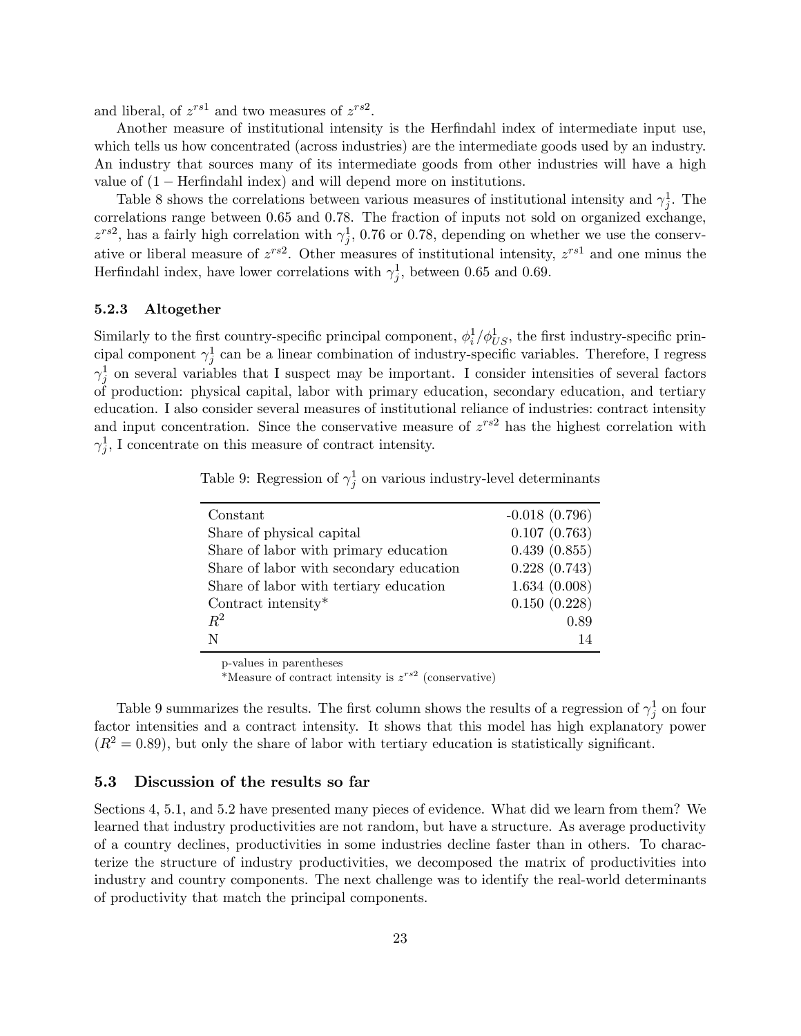and liberal, of $z^{rs1}$ and two measures of $z^{rs2}$.

Another measure of institutional intensity is the Herfindahl index of intermediate input use, which tells us how concentrated (across industries) are the intermediate goods used by an industry. An industry that sources many of its intermediate goods from other industries will have a high value of $(1 - \text{Herfindahl index})$ and will depend more on institutions.

Table 8 shows the correlations between various measures of institutional intensity and $\gamma_j^1$. The correlations range between 0.65 and 0.78. The fraction of inputs not sold on organized exchange, $z^{rs2}$, has a fairly high correlation with $\gamma_j^1$, 0.76 or 0.78, depending on whether we use the conservative or liberal measure of $z^{rs2}$. Other measures of institutional intensity, $z^{rs1}$ and one minus the Herfindahl index, have lower correlations with $\gamma_j^1$, between 0.65 and 0.69.

#### 5.2.3 Altogether

Similarly to the first country-specific principal component, $\phi_i^1/\phi_{US}^1$, the first industry-specific principal component $\gamma_j^1$ can be a linear combination of industry-specific variables. Therefore, I regress $\gamma_j^1$ on several variables that I suspect may be important. I consider intensities of several factors of production: physical capital, labor with primary education, secondary education, and tertiary education. I also consider several measures of institutional reliance of industries: contract intensity and input concentration. Since the conservative measure of $z^{rs2}$ has the highest correlation with $\gamma_j^1$, I concentrate on this measure of contract intensity.

Table 9: Regression of $\gamma_j^1$ on various industry-level determinants

| | |
|---|---|
| Constant | -0.018 (0.796) |
| Share of physical capital | 0.107 (0.763) |
| Share of labor with primary education | 0.439 (0.855) |
| Share of labor with secondary education | 0.228 (0.743) |
| Share of labor with tertiary education | 1.634 (0.008) |
| Contract intensity* | 0.150 (0.228) |
| $R^2$ | 0.89 |
| N | 14 |

p-values in parentheses

*Measure of contract intensity is $z^{rs2}$ (conservative)

Table 9 summarizes the results. The first column shows the results of a regression of $\gamma_j^1$ on four factor intensities and a contract intensity. It shows that this model has high explanatory power ($R^2 = 0.89$), but only the share of labor with tertiary education is statistically significant.

### 5.3 Discussion of the results so far

Sections 4, 5.1, and 5.2 have presented many pieces of evidence. What did we learn from them? We learned that industry productivities are not random, but have a structure. As average productivity of a country declines, productivities in some industries decline faster than in others. To characterize the structure of industry productivities, we decomposed the matrix of productivities into industry and country components. The next challenge was to identify the real-world determinants of productivity that match the principal components.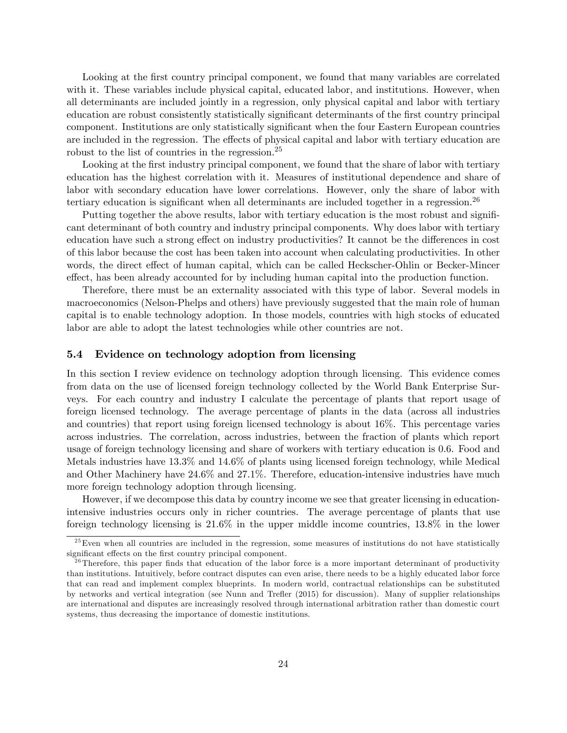Looking at the first country principal component, we found that many variables are correlated with it. These variables include physical capital, educated labor, and institutions. However, when all determinants are included jointly in a regression, only physical capital and labor with tertiary education are robust consistently statistically significant determinants of the first country principal component. Institutions are only statistically significant when the four Eastern European countries are included in the regression. The effects of physical capital and labor with tertiary education are robust to the list of countries in the regression.[25]

Looking at the first industry principal component, we found that the share of labor with tertiary education has the highest correlation with it. Measures of institutional dependence and share of labor with secondary education have lower correlations. However, only the share of labor with tertiary education is significant when all determinants are included together in a regression.[26]

Putting together the above results, labor with tertiary education is the most robust and significant determinant of both country and industry principal components. Why does labor with tertiary education have such a strong effect on industry productivities? It cannot be the differences in cost of this labor because the cost has been taken into account when calculating productivities. In other words, the direct effect of human capital, which can be called Heckscher-Ohlin or Becker-Mincer effect, has been already accounted for by including human capital into the production function.

Therefore, there must be an externality associated with this type of labor. Several models in macroeconomics (Nelson-Phelps and others) have previously suggested that the main role of human capital is to enable technology adoption. In those models, countries with high stocks of educated labor are able to adopt the latest technologies while other countries are not.

### 5.4 Evidence on technology adoption from licensing

In this section I review evidence on technology adoption through licensing. This evidence comes from data on the use of licensed foreign technology collected by the World Bank Enterprise Surveys. For each country and industry I calculate the percentage of plants that report usage of foreign licensed technology. The average percentage of plants in the data (across all industries and countries) that report using foreign licensed technology is about 16%. This percentage varies across industries. The correlation, across industries, between the fraction of plants which report usage of foreign technology licensing and share of workers with tertiary education is 0.6. Food and Metals industries have 13.3% and 14.6% of plants using licensed foreign technology, while Medical and Other Machinery have 24.6% and 27.1%. Therefore, education-intensive industries have much more foreign technology adoption through licensing.

However, if we decompose this data by country income we see that greater licensing in education-intensive industries occurs only in richer countries. The average percentage of plants that use foreign technology licensing is 21.6% in the upper middle income countries, 13.8% in the lower

---

[25] Even when all countries are included in the regression, some measures of institutions do not have statistically significant effects on the first country principal component.

[26] Therefore, this paper finds that education of the labor force is a more important determinant of productivity than institutions. Intuitively, before contract disputes can even arise, there needs to be a highly educated labor force that can read and implement complex blueprints. In modern world, contractual relationships can be substituted by networks and vertical integration (see Nunn and Trefler (2015) for discussion). Many of supplier relationships are international and disputes are increasingly resolved through international arbitration rather than domestic court systems, thus decreasing the importance of domestic institutions.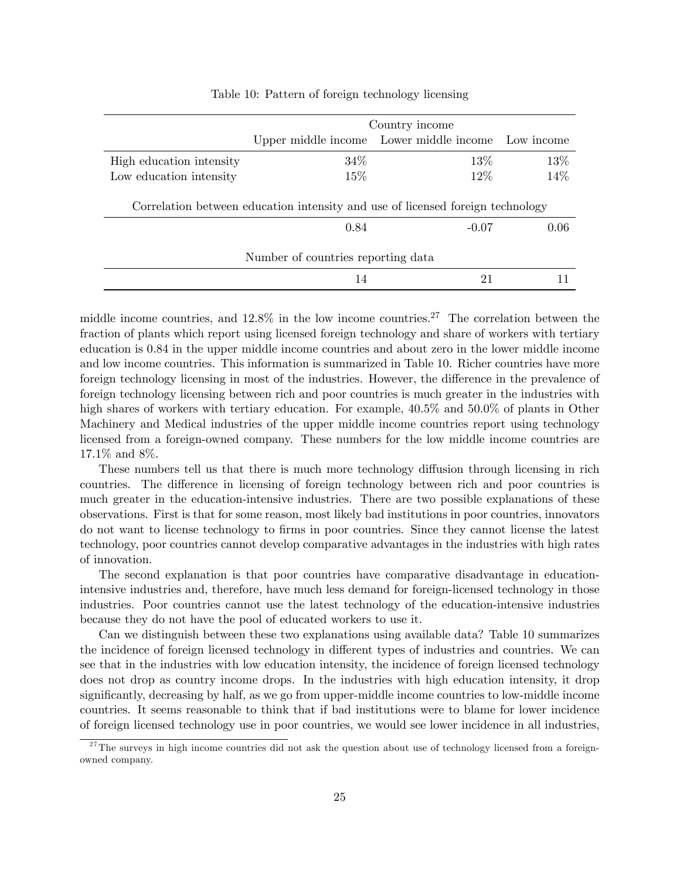Table 10: Pattern of foreign technology licensing

| | Country income | | |
|---|---|---|---|
| | Upper middle income | Lower middle income | Low income |
| High education intensity | 34% | 13% | 13% |
| Low education intensity | 15% | 12% | 14% |
| Correlation between education intensity and use of licensed foreign technology | | | |
| | 0.84 | -0.07 | 0.06 |
| Number of countries reporting data | | | |
| | 14 | 21 | 11 |

middle income countries, and 12.8% in the low income countries.[27] The correlation between the fraction of plants which report using licensed foreign technology and share of workers with tertiary education is 0.84 in the upper middle income countries and about zero in the lower middle income and low income countries. This information is summarized in Table 10. Richer countries have more foreign technology licensing in most of the industries. However, the difference in the prevalence of foreign technology licensing between rich and poor countries is much greater in the industries with high shares of workers with tertiary education. For example, 40.5% and 50.0% of plants in Other Machinery and Medical industries of the upper middle income countries report using technology licensed from a foreign-owned company. These numbers for the low middle income countries are 17.1% and 8%.

These numbers tell us that there is much more technology diffusion through licensing in rich countries. The difference in licensing of foreign technology between rich and poor countries is much greater in the education-intensive industries. There are two possible explanations of these observations. First is that for some reason, most likely bad institutions in poor countries, innovators do not want to license technology to firms in poor countries. Since they cannot license the latest technology, poor countries cannot develop comparative advantages in the industries with high rates of innovation.

The second explanation is that poor countries have comparative disadvantage in education-intensive industries and, therefore, have much less demand for foreign-licensed technology in those industries. Poor countries cannot use the latest technology of the education-intensive industries because they do not have the pool of educated workers to use it.

Can we distinguish between these two explanations using available data? Table 10 summarizes the incidence of foreign licensed technology in different types of industries and countries. We can see that in the industries with low education intensity, the incidence of foreign licensed technology does not drop as country income drops. In the industries with high education intensity, it drop significantly, decreasing by half, as we go from upper-middle income countries to low-middle income countries. It seems reasonable to think that if bad institutions were to blame for lower incidence of foreign licensed technology use in poor countries, we would see lower incidence in all industries,

[27] The surveys in high income countries did not ask the question about use of technology licensed from a foreign-owned company.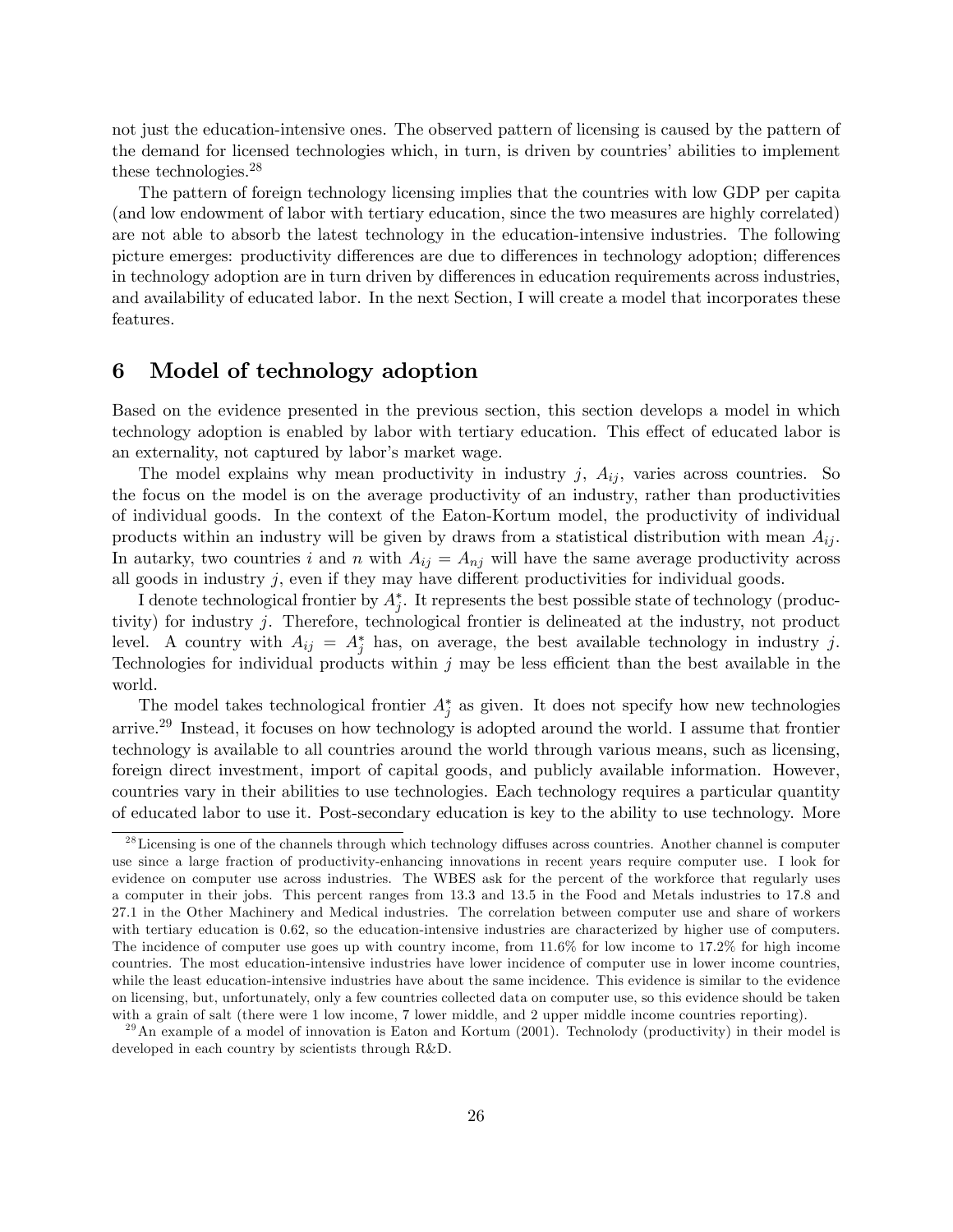not just the education-intensive ones. The observed pattern of licensing is caused by the pattern of the demand for licensed technologies which, in turn, is driven by countries' abilities to implement these technologies.[28]

The pattern of foreign technology licensing implies that the countries with low GDP per capita (and low endowment of labor with tertiary education, since the two measures are highly correlated) are not able to absorb the latest technology in the education-intensive industries. The following picture emerges: productivity differences are due to differences in technology adoption; differences in technology adoption are in turn driven by differences in education requirements across industries, and availability of educated labor. In the next Section, I will create a model that incorporates these features.

# 6 Model of technology adoption

Based on the evidence presented in the previous section, this section develops a model in which technology adoption is enabled by labor with tertiary education. This effect of educated labor is an externality, not captured by labor's market wage.

The model explains why mean productivity in industry $j$, $A_{ij}$, varies across countries. So the focus on the model is on the average productivity of an industry, rather than productivities of individual goods. In the context of the Eaton-Kortum model, the productivity of individual products within an industry will be given by draws from a statistical distribution with mean $A_{ij}$. In autarky, two countries $i$ and $n$ with $A_{ij} = A_{nj}$ will have the same average productivity across all goods in industry $j$, even if they may have different productivities for individual goods.

I denote technological frontier by $A_j^*$. It represents the best possible state of technology (productivity) for industry $j$. Therefore, technological frontier is delineated at the industry, not product level. A country with $A_{ij} = A_j^*$ has, on average, the best available technology in industry $j$. Technologies for individual products within $j$ may be less efficient than the best available in the world.

The model takes technological frontier $A_j^*$ as given. It does not specify how new technologies arrive.[29] Instead, it focuses on how technology is adopted around the world. I assume that frontier technology is available to all countries around the world through various means, such as licensing, foreign direct investment, import of capital goods, and publicly available information. However, countries vary in their abilities to use technologies. Each technology requires a particular quantity of educated labor to use it. Post-secondary education is key to the ability to use technology. More

[28] Licensing is one of the channels through which technology diffuses across countries. Another channel is computer use since a large fraction of productivity-enhancing innovations in recent years require computer use. I look for evidence on computer use across industries. The WBES ask for the percent of the workforce that regularly uses a computer in their jobs. This percent ranges from 13.3 and 13.5 in the Food and Metals industries to 17.8 and 27.1 in the Other Machinery and Medical industries. The correlation between computer use and share of workers with tertiary education is 0.62, so the education-intensive industries are characterized by higher use of computers. The incidence of computer use goes up with country income, from 11.6% for low income to 17.2% for high income countries. The most education-intensive industries have lower incidence of computer use in lower income countries, while the least education-intensive industries have about the same incidence. This evidence is similar to the evidence on licensing, but, unfortunately, only a few countries collected data on computer use, so this evidence should be taken with a grain of salt (there were 1 low income, 7 lower middle, and 2 upper middle income countries reporting).

[29] An example of a model of innovation is Eaton and Kortum (2001). Technolody (productivity) in their model is developed in each country by scientists through R&D.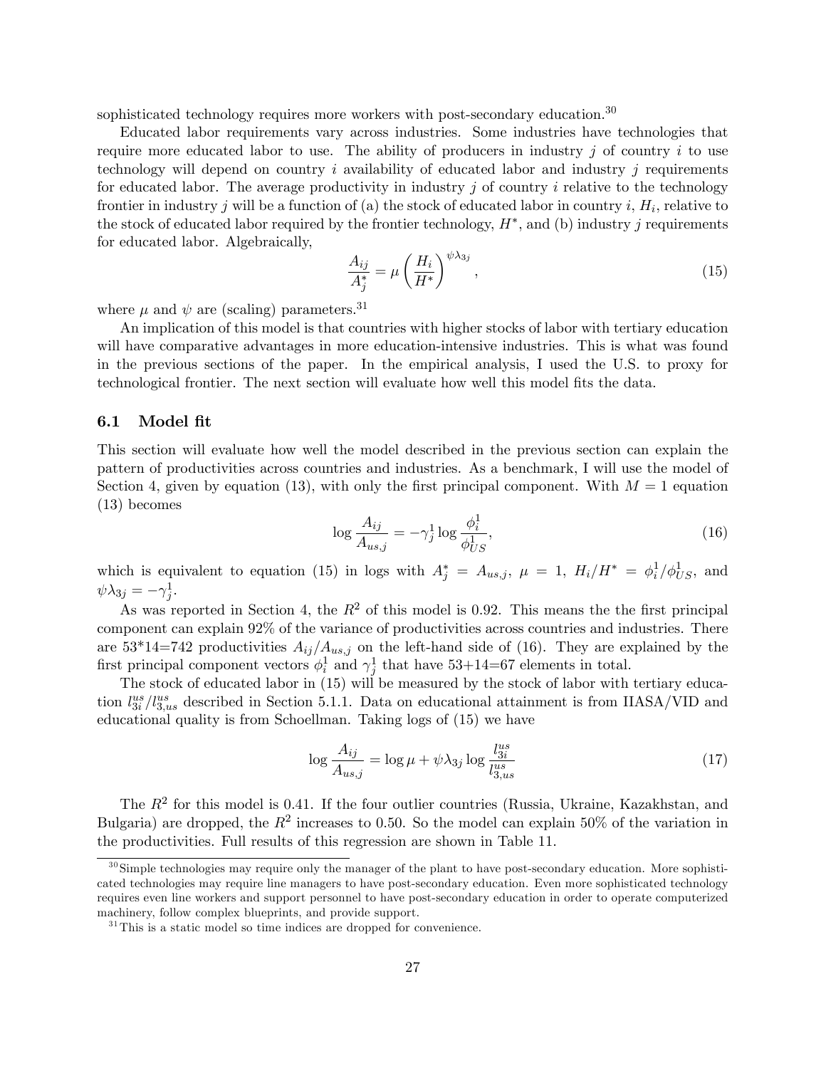sophisticated technology requires more workers with post-secondary education.[30]

Educated labor requirements vary across industries. Some industries have technologies that require more educated labor to use. The ability of producers in industry $j$ of country $i$ to use technology will depend on country $i$ availability of educated labor and industry $j$ requirements for educated labor. The average productivity in industry $j$ of country $i$ relative to the technology frontier in industry $j$ will be a function of (a) the stock of educated labor in country $i$, $H_i$, relative to the stock of educated labor required by the frontier technology, $H^*$, and (b) industry $j$ requirements for educated labor. Algebraically,

$$\frac{A_{ij}}{A_j^*} = \mu \left( \frac{H_i}{H^*} \right)^{\psi \lambda_{3j}}, \tag{15}$$

where $\mu$ and $\psi$ are (scaling) parameters.[31]

An implication of this model is that countries with higher stocks of labor with tertiary education will have comparative advantages in more education-intensive industries. This is what was found in the previous sections of the paper. In the empirical analysis, I used the U.S. to proxy for technological frontier. The next section will evaluate how well this model fits the data.

### 6.1 Model fit

This section will evaluate how well the model described in the previous section can explain the pattern of productivities across countries and industries. As a benchmark, I will use the model of Section 4, given by equation (13), with only the first principal component. With $M = 1$ equation (13) becomes

$$\log \frac{A_{ij}}{A_{us,j}} = -\gamma_j^1 \log \frac{\phi_i^1}{\phi_{US}^1}, \tag{16}$$

which is equivalent to equation (15) in logs with $A_j^* = A_{us,j}$, $\mu = 1$, $H_i/H^* = \phi_i^1/\phi_{US}^1$, and $\psi\lambda_{3j} = -\gamma_j^1$.

As was reported in Section 4, the $R^2$ of this model is 0.92. This means the the first principal component can explain 92% of the variance of productivities across countries and industries. There are 53*14=742 productivities $A_{ij}/A_{us,j}$ on the left-hand side of (16). They are explained by the first principal component vectors $\phi_i^1$ and $\gamma_j^1$ that have 53+14=67 elements in total.

The stock of educated labor in (15) will be measured by the stock of labor with tertiary education $l_{3i}^{us}/l_{3,us}^{us}$ described in Section 5.1.1. Data on educational attainment is from IIASA/VID and educational quality is from Schoellman. Taking logs of (15) we have

$$\log \frac{A_{ij}}{A_{us,j}} = \log \mu + \psi \lambda_{3j} \log \frac{l_{3i}^{us}}{l_{3,us}^{us}} \tag{17}$$

The $R^2$ for this model is 0.41. If the four outlier countries (Russia, Ukraine, Kazakhstan, and Bulgaria) are dropped, the $R^2$ increases to 0.50. So the model can explain 50% of the variation in the productivities. Full results of this regression are shown in Table 11.

---

[30] Simple technologies may require only the manager of the plant to have post-secondary education. More sophisticated technologies may require line managers to have post-secondary education. Even more sophisticated technology requires even line workers and support personnel to have post-secondary education in order to operate computerized machinery, follow complex blueprints, and provide support.

[31] This is a static model so time indices are dropped for convenience.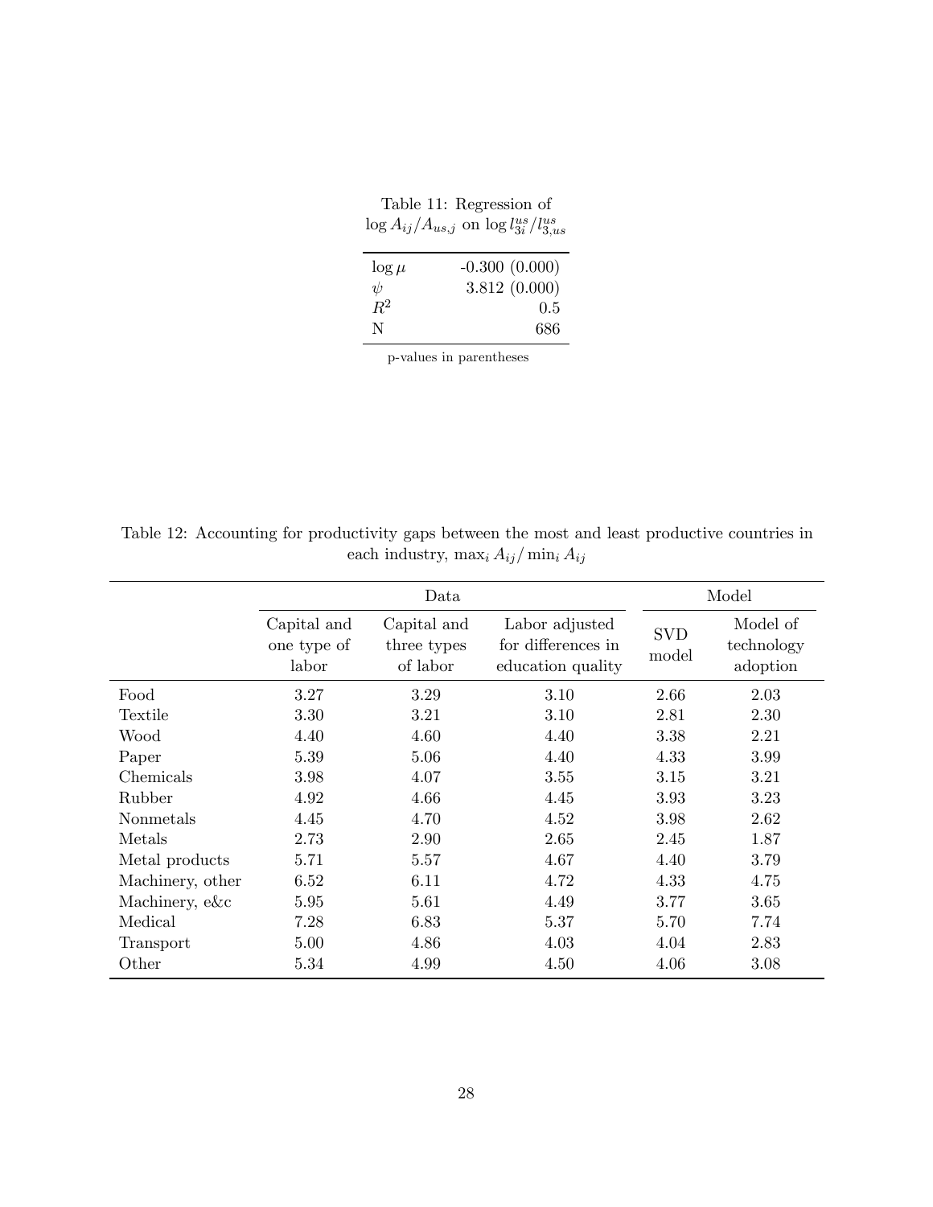Table 11: Regression of $\log A_{ij}/A_{us,j}$ on $\log l_{3i}^{us}/l_{3,us}^{us}$

| | |
|---|---|
| $\log \mu$ | -0.300 (0.000) |
| $\psi$ | 3.812 (0.000) |
| $R^2$ | 0.5 |
| N | 686 |

p-values in parentheses

Table 12: Accounting for productivity gaps between the most and least productive countries in each industry, $\max_i A_{ij}/\min_i A_{ij}$

| | Data | | | Model | |
|---|---|---|---|---|---|
| | Capital and one type of labor | Capital and three types of labor | Labor adjusted for differences in education quality | SVD model | Model of technology adoption |
| Food | 3.27 | 3.29 | 3.10 | 2.66 | 2.03 |
| Textile | 3.30 | 3.21 | 3.10 | 2.81 | 2.30 |
| Wood | 4.40 | 4.60 | 4.40 | 3.38 | 2.21 |
| Paper | 5.39 | 5.06 | 4.40 | 4.33 | 3.99 |
| Chemicals | 3.98 | 4.07 | 3.55 | 3.15 | 3.21 |
| Rubber | 4.92 | 4.66 | 4.45 | 3.93 | 3.23 |
| Nonmetals | 4.45 | 4.70 | 4.52 | 3.98 | 2.62 |
| Metals | 2.73 | 2.90 | 2.65 | 2.45 | 1.87 |
| Metal products | 5.71 | 5.57 | 4.67 | 4.40 | 3.79 |
| Machinery, other | 6.52 | 6.11 | 4.72 | 4.33 | 4.75 |
| Machinery, e&c | 5.95 | 5.61 | 4.49 | 3.77 | 3.65 |
| Medical | 7.28 | 6.83 | 5.37 | 5.70 | 7.74 |
| Transport | 5.00 | 4.86 | 4.03 | 4.04 | 2.83 |
| Other | 5.34 | 4.99 | 4.50 | 4.06 | 3.08 |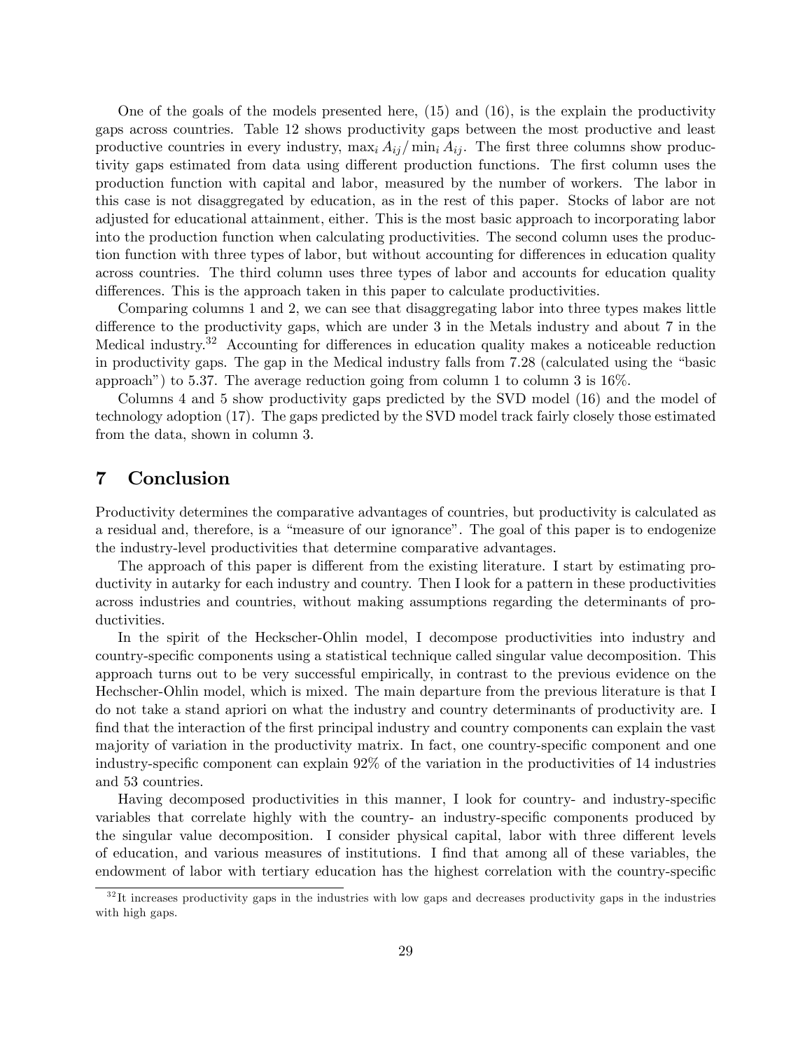One of the goals of the models presented here, (15) and (16), is the explain the productivity gaps across countries. Table 12 shows productivity gaps between the most productive and least productive countries in every industry, $\max_i A_{ij}/\min_i A_{ij}$. The first three columns show productivity gaps estimated from data using different production functions. The first column uses the production function with capital and labor, measured by the number of workers. The labor in this case is not disaggregated by education, as in the rest of this paper. Stocks of labor are not adjusted for educational attainment, either. This is the most basic approach to incorporating labor into the production function when calculating productivities. The second column uses the production function with three types of labor, but without accounting for differences in education quality across countries. The third column uses three types of labor and accounts for education quality differences. This is the approach taken in this paper to calculate productivities.

Comparing columns 1 and 2, we can see that disaggregating labor into three types makes little difference to the productivity gaps, which are under 3 in the Metals industry and about 7 in the Medical industry.[32] Accounting for differences in education quality makes a noticeable reduction in productivity gaps. The gap in the Medical industry falls from 7.28 (calculated using the "basic approach") to 5.37. The average reduction going from column 1 to column 3 is 16%.

Columns 4 and 5 show productivity gaps predicted by the SVD model (16) and the model of technology adoption (17). The gaps predicted by the SVD model track fairly closely those estimated from the data, shown in column 3.

# 7 Conclusion

Productivity determines the comparative advantages of countries, but productivity is calculated as a residual and, therefore, is a "measure of our ignorance". The goal of this paper is to endogenize the industry-level productivities that determine comparative advantages.

The approach of this paper is different from the existing literature. I start by estimating productivity in autarky for each industry and country. Then I look for a pattern in these productivities across industries and countries, without making assumptions regarding the determinants of productivities.

In the spirit of the Heckscher-Ohlin model, I decompose productivities into industry and country-specific components using a statistical technique called singular value decomposition. This approach turns out to be very successful empirically, in contrast to the previous evidence on the Hechscher-Ohlin model, which is mixed. The main departure from the previous literature is that I do not take a stand apriori on what the industry and country determinants of productivity are. I find that the interaction of the first principal industry and country components can explain the vast majority of variation in the productivity matrix. In fact, one country-specific component and one industry-specific component can explain 92% of the variation in the productivities of 14 industries and 53 countries.

Having decomposed productivities in this manner, I look for country- and industry-specific variables that correlate highly with the country- an industry-specific components produced by the singular value decomposition. I consider physical capital, labor with three different levels of education, and various measures of institutions. I find that among all of these variables, the endowment of labor with tertiary education has the highest correlation with the country-specific

[32] It increases productivity gaps in the industries with low gaps and decreases productivity gaps in the industries with high gaps.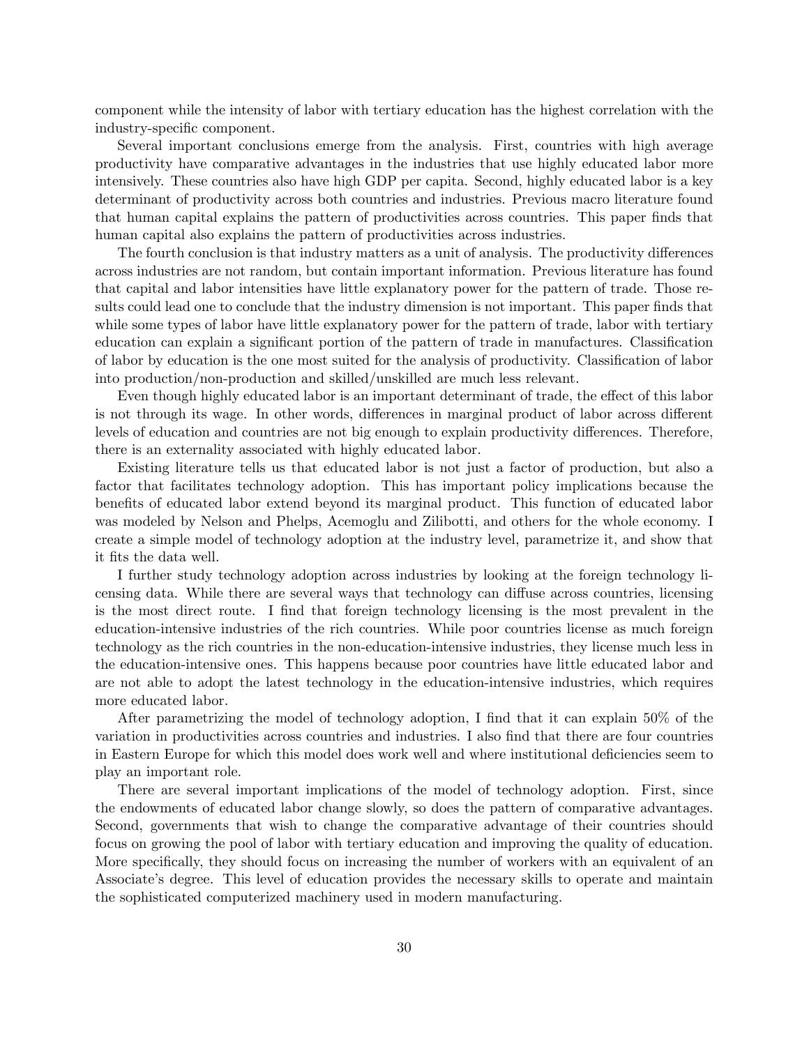component while the intensity of labor with tertiary education has the highest correlation with the industry-specific component.

Several important conclusions emerge from the analysis. First, countries with high average productivity have comparative advantages in the industries that use highly educated labor more intensively. These countries also have high GDP per capita. Second, highly educated labor is a key determinant of productivity across both countries and industries. Previous macro literature found that human capital explains the pattern of productivities across countries. This paper finds that human capital also explains the pattern of productivities across industries.

The fourth conclusion is that industry matters as a unit of analysis. The productivity differences across industries are not random, but contain important information. Previous literature has found that capital and labor intensities have little explanatory power for the pattern of trade. Those results could lead one to conclude that the industry dimension is not important. This paper finds that while some types of labor have little explanatory power for the pattern of trade, labor with tertiary education can explain a significant portion of the pattern of trade in manufactures. Classification of labor by education is the one most suited for the analysis of productivity. Classification of labor into production/non-production and skilled/unskilled are much less relevant.

Even though highly educated labor is an important determinant of trade, the effect of this labor is not through its wage. In other words, differences in marginal product of labor across different levels of education and countries are not big enough to explain productivity differences. Therefore, there is an externality associated with highly educated labor.

Existing literature tells us that educated labor is not just a factor of production, but also a factor that facilitates technology adoption. This has important policy implications because the benefits of educated labor extend beyond its marginal product. This function of educated labor was modeled by Nelson and Phelps, Acemoglu and Zilibotti, and others for the whole economy. I create a simple model of technology adoption at the industry level, parametrize it, and show that it fits the data well.

I further study technology adoption across industries by looking at the foreign technology licensing data. While there are several ways that technology can diffuse across countries, licensing is the most direct route. I find that foreign technology licensing is the most prevalent in the education-intensive industries of the rich countries. While poor countries license as much foreign technology as the rich countries in the non-education-intensive industries, they license much less in the education-intensive ones. This happens because poor countries have little educated labor and are not able to adopt the latest technology in the education-intensive industries, which requires more educated labor.

After parametrizing the model of technology adoption, I find that it can explain 50% of the variation in productivities across countries and industries. I also find that there are four countries in Eastern Europe for which this model does work well and where institutional deficiencies seem to play an important role.

There are several important implications of the model of technology adoption. First, since the endowments of educated labor change slowly, so does the pattern of comparative advantages. Second, governments that wish to change the comparative advantage of their countries should focus on growing the pool of labor with tertiary education and improving the quality of education. More specifically, they should focus on increasing the number of workers with an equivalent of an Associate's degree. This level of education provides the necessary skills to operate and maintain the sophisticated computerized machinery used in modern manufacturing.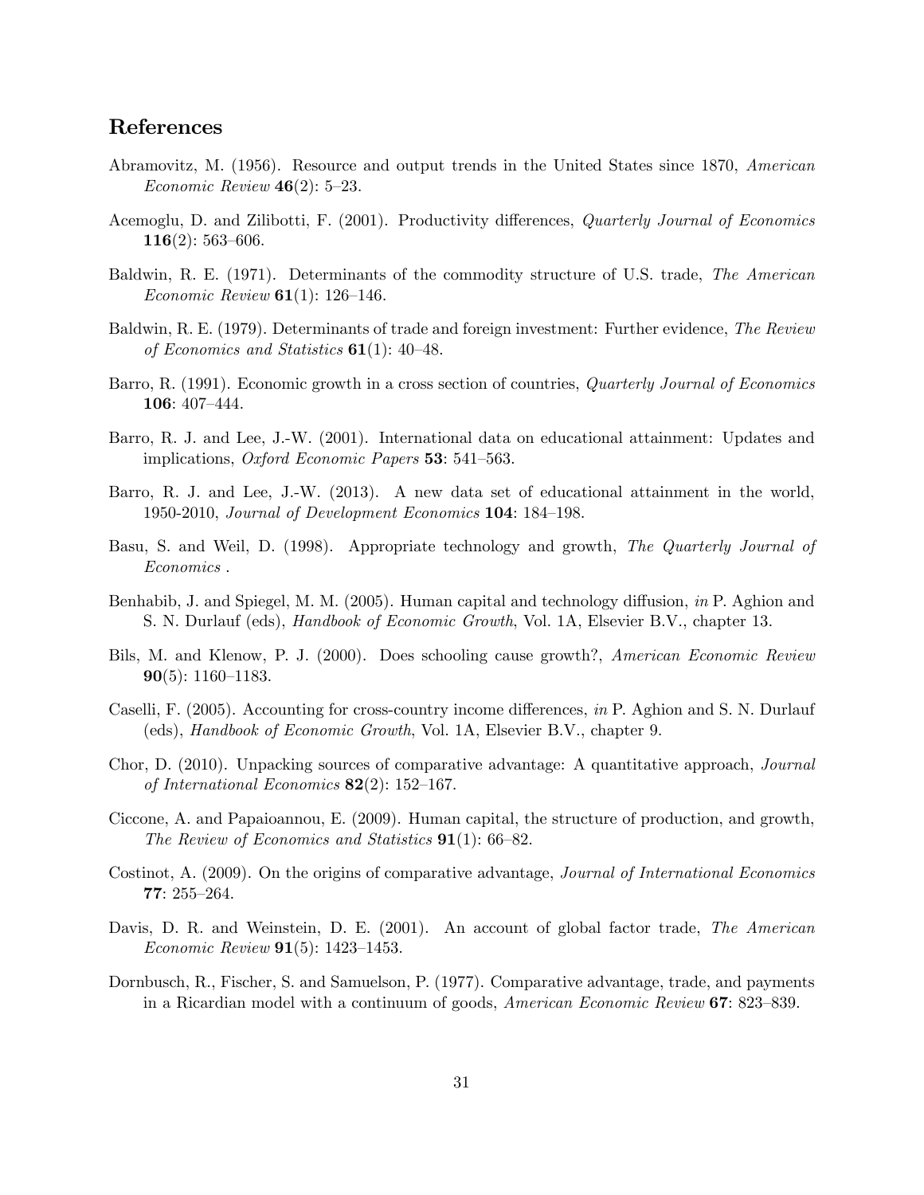## References

Abramovitz, M. (1956). Resource and output trends in the United States since 1870, *American Economic Review* **46**(2): 5–23.

Acemoglu, D. and Zilibotti, F. (2001). Productivity differences, *Quarterly Journal of Economics* **116**(2): 563–606.

Baldwin, R. E. (1971). Determinants of the commodity structure of U.S. trade, *The American Economic Review* **61**(1): 126–146.

Baldwin, R. E. (1979). Determinants of trade and foreign investment: Further evidence, *The Review of Economics and Statistics* **61**(1): 40–48.

Barro, R. (1991). Economic growth in a cross section of countries, *Quarterly Journal of Economics* **106**: 407–444.

Barro, R. J. and Lee, J.-W. (2001). International data on educational attainment: Updates and implications, *Oxford Economic Papers* **53**: 541–563.

Barro, R. J. and Lee, J.-W. (2013). A new data set of educational attainment in the world, 1950-2010, *Journal of Development Economics* **104**: 184–198.

Basu, S. and Weil, D. (1998). Appropriate technology and growth, *The Quarterly Journal of Economics* .

Benhabib, J. and Spiegel, M. M. (2005). Human capital and technology diffusion, *in* P. Aghion and S. N. Durlauf (eds), *Handbook of Economic Growth*, Vol. 1A, Elsevier B.V., chapter 13.

Bils, M. and Klenow, P. J. (2000). Does schooling cause growth?, *American Economic Review* **90**(5): 1160–1183.

Caselli, F. (2005). Accounting for cross-country income differences, *in* P. Aghion and S. N. Durlauf (eds), *Handbook of Economic Growth*, Vol. 1A, Elsevier B.V., chapter 9.

Chor, D. (2010). Unpacking sources of comparative advantage: A quantitative approach, *Journal of International Economics* **82**(2): 152–167.

Ciccone, A. and Papaioannou, E. (2009). Human capital, the structure of production, and growth, *The Review of Economics and Statistics* **91**(1): 66–82.

Costinot, A. (2009). On the origins of comparative advantage, *Journal of International Economics* **77**: 255–264.

Davis, D. R. and Weinstein, D. E. (2001). An account of global factor trade, *The American Economic Review* **91**(5): 1423–1453.

Dornbusch, R., Fischer, S. and Samuelson, P. (1977). Comparative advantage, trade, and payments in a Ricardian model with a continuum of goods, *American Economic Review* **67**: 823–839.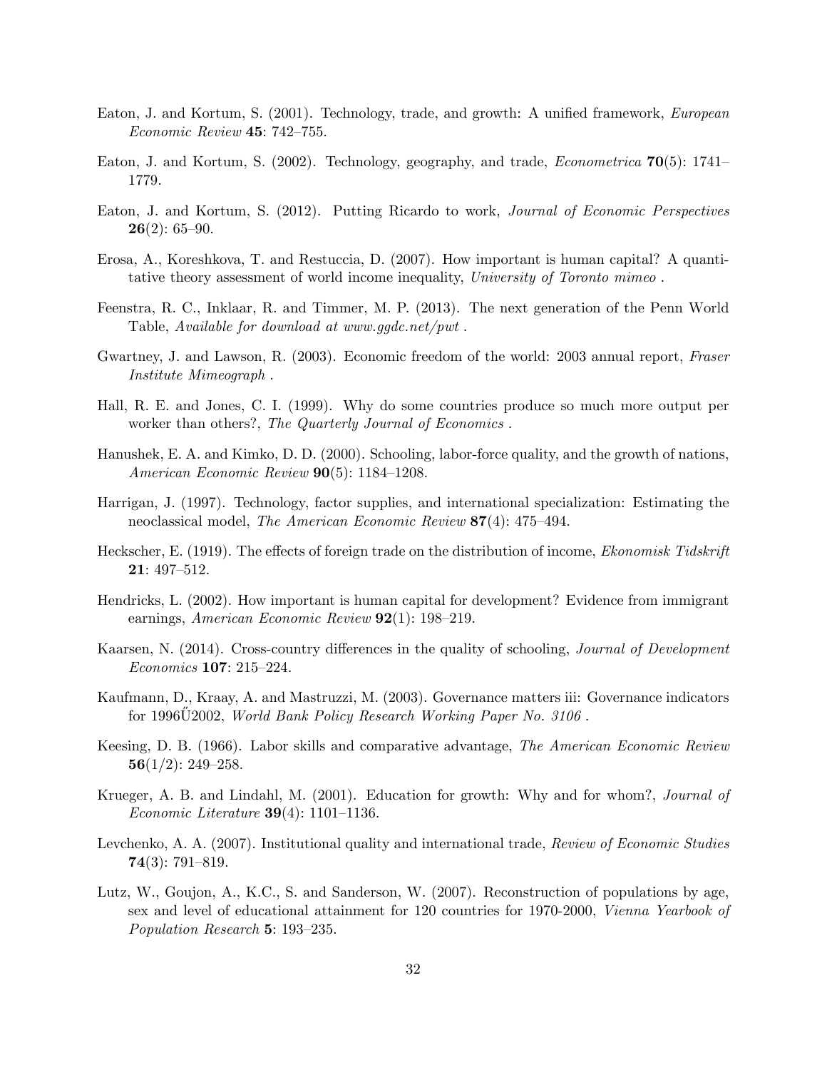Eaton, J. and Kortum, S. (2001). Technology, trade, and growth: A unified framework, *European Economic Review* **45**: 742–755.

Eaton, J. and Kortum, S. (2002). Technology, geography, and trade, *Econometrica* **70**(5): 1741–1779.

Eaton, J. and Kortum, S. (2012). Putting Ricardo to work, *Journal of Economic Perspectives* **26**(2): 65–90.

Erosa, A., Koreshkova, T. and Restuccia, D. (2007). How important is human capital? A quantitative theory assessment of world income inequality, *University of Toronto mimeo* .

Feenstra, R. C., Inklaar, R. and Timmer, M. P. (2013). The next generation of the Penn World Table, *Available for download at www.ggdc.net/pwt* .

Gwartney, J. and Lawson, R. (2003). Economic freedom of the world: 2003 annual report, *Fraser Institute Mimeograph* .

Hall, R. E. and Jones, C. I. (1999). Why do some countries produce so much more output per worker than others?, *The Quarterly Journal of Economics* .

Hanushek, E. A. and Kimko, D. D. (2000). Schooling, labor-force quality, and the growth of nations, *American Economic Review* **90**(5): 1184–1208.

Harrigan, J. (1997). Technology, factor supplies, and international specialization: Estimating the neoclassical model, *The American Economic Review* **87**(4): 475–494.

Heckscher, E. (1919). The effects of foreign trade on the distribution of income, *Ekonomisk Tidskrift* **21**: 497–512.

Hendricks, L. (2002). How important is human capital for development? Evidence from immigrant earnings, *American Economic Review* **92**(1): 198–219.

Kaarsen, N. (2014). Cross-country differences in the quality of schooling, *Journal of Development Economics* **107**: 215–224.

Kaufmann, D., Kraay, A. and Mastruzzi, M. (2003). Governance matters iii: Governance indicators for 1996Ű2002, *World Bank Policy Research Working Paper No. 3106* .

Keesing, D. B. (1966). Labor skills and comparative advantage, *The American Economic Review* **56**(1/2): 249–258.

Krueger, A. B. and Lindahl, M. (2001). Education for growth: Why and for whom?, *Journal of Economic Literature* **39**(4): 1101–1136.

Levchenko, A. A. (2007). Institutional quality and international trade, *Review of Economic Studies* **74**(3): 791–819.

Lutz, W., Goujon, A., K.C., S. and Sanderson, W. (2007). Reconstruction of populations by age, sex and level of educational attainment for 120 countries for 1970-2000, *Vienna Yearbook of Population Research* **5**: 193–235.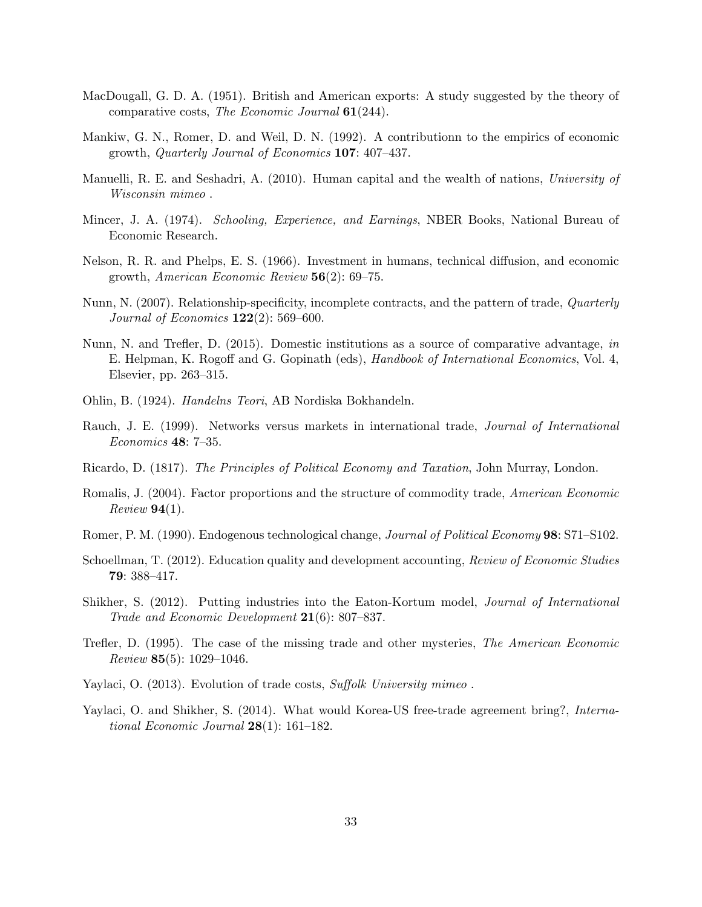MacDougall, G. D. A. (1951). British and American exports: A study suggested by the theory of comparative costs, *The Economic Journal* **61**(244).

Mankiw, G. N., Romer, D. and Weil, D. N. (1992). A contributionn to the empirics of economic growth, *Quarterly Journal of Economics* **107**: 407–437.

Manuelli, R. E. and Seshadri, A. (2010). Human capital and the wealth of nations, *University of Wisconsin mimeo* .

Mincer, J. A. (1974). *Schooling, Experience, and Earnings*, NBER Books, National Bureau of Economic Research.

Nelson, R. R. and Phelps, E. S. (1966). Investment in humans, technical diffusion, and economic growth, *American Economic Review* **56**(2): 69–75.

Nunn, N. (2007). Relationship-specificity, incomplete contracts, and the pattern of trade, *Quarterly Journal of Economics* **122**(2): 569–600.

Nunn, N. and Trefler, D. (2015). Domestic institutions as a source of comparative advantage, *in* E. Helpman, K. Rogoff and G. Gopinath (eds), *Handbook of International Economics*, Vol. 4, Elsevier, pp. 263–315.

Ohlin, B. (1924). *Handelns Teori*, AB Nordiska Bokhandeln.

Rauch, J. E. (1999). Networks versus markets in international trade, *Journal of International Economics* **48**: 7–35.

Ricardo, D. (1817). *The Principles of Political Economy and Taxation*, John Murray, London.

Romalis, J. (2004). Factor proportions and the structure of commodity trade, *American Economic Review* **94**(1).

Romer, P. M. (1990). Endogenous technological change, *Journal of Political Economy* **98**: S71–S102.

Schoellman, T. (2012). Education quality and development accounting, *Review of Economic Studies* **79**: 388–417.

Shikher, S. (2012). Putting industries into the Eaton-Kortum model, *Journal of International Trade and Economic Development* **21**(6): 807–837.

Trefler, D. (1995). The case of the missing trade and other mysteries, *The American Economic Review* **85**(5): 1029–1046.

Yaylaci, O. (2013). Evolution of trade costs, *Suffolk University mimeo* .

Yaylaci, O. and Shikher, S. (2014). What would Korea-US free-trade agreement bring?, *International Economic Journal* **28**(1): 161–182.